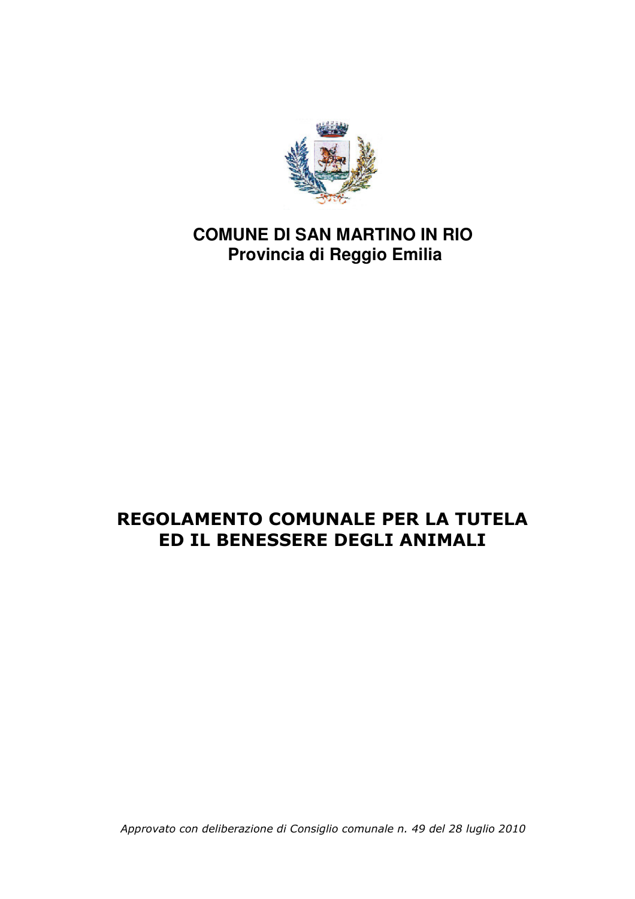**COMUNE DI SAN MARTINO IN RIO**
**Provincia di Reggio Emilia**

# REGOLAMENTO COMUNALE PER LA TUTELA ED IL BENESSERE DEGLI ANIMALI

*Approvato con deliberazione di Consiglio comunale n. 49 del 28 luglio 2010*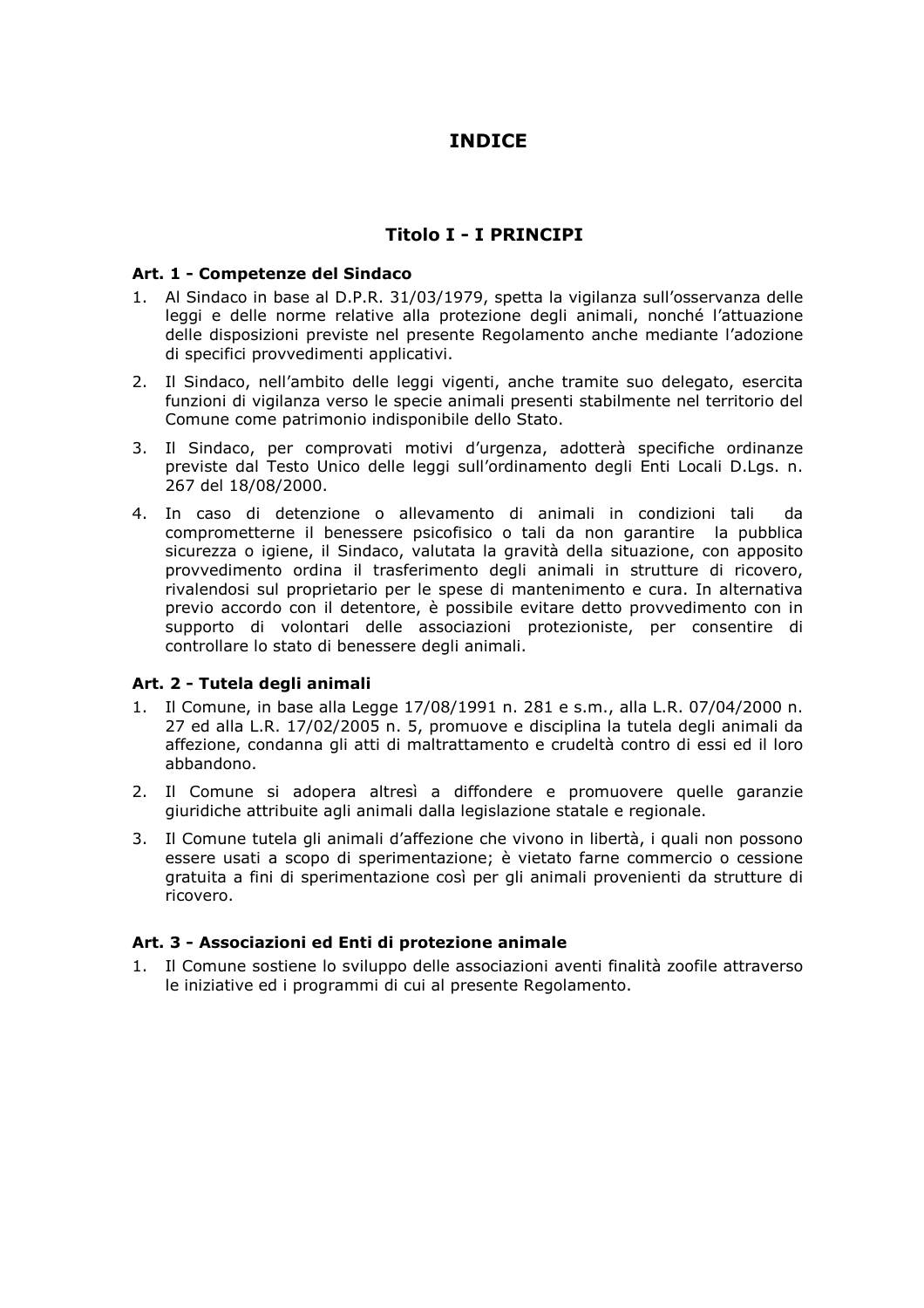# INDICE

## Titolo I - I PRINCIPI

### Art. 1 - Competenze del Sindaco

1. Al Sindaco in base al D.P.R. 31/03/1979, spetta la vigilanza sull'osservanza delle leggi e delle norme relative alla protezione degli animali, nonché l'attuazione delle disposizioni previste nel presente Regolamento anche mediante l'adozione di specifici provvedimenti applicativi.
2. Il Sindaco, nell'ambito delle leggi vigenti, anche tramite suo delegato, esercita funzioni di vigilanza verso le specie animali presenti stabilmente nel territorio del Comune come patrimonio indisponibile dello Stato.
3. Il Sindaco, per comprovati motivi d'urgenza, adotterà specifiche ordinanze previste dal Testo Unico delle leggi sull'ordinamento degli Enti Locali D.Lgs. n. 267 del 18/08/2000.
4. In caso di detenzione o allevamento di animali in condizioni tali da comprometterne il benessere psicofisico o tali da non garantire la pubblica sicurezza o igiene, il Sindaco, valutata la gravità della situazione, con apposito provvedimento ordina il trasferimento degli animali in strutture di ricovero, rivalendosi sul proprietario per le spese di mantenimento e cura. In alternativa previo accordo con il detentore, è possibile evitare detto provvedimento con in supporto di volontari delle associazioni protezioniste, per consentire di controllare lo stato di benessere degli animali.

### Art. 2 - Tutela degli animali

1. Il Comune, in base alla Legge 17/08/1991 n. 281 e s.m., alla L.R. 07/04/2000 n. 27 ed alla L.R. 17/02/2005 n. 5, promuove e disciplina la tutela degli animali da affezione, condanna gli atti di maltrattamento e crudeltà contro di essi ed il loro abbandono.
2. Il Comune si adopera altresì a diffondere e promuovere quelle garanzie giuridiche attribuite agli animali dalla legislazione statale e regionale.
3. Il Comune tutela gli animali d'affezione che vivono in libertà, i quali non possono essere usati a scopo di sperimentazione; è vietato farne commercio o cessione gratuita a fini di sperimentazione così per gli animali provenienti da strutture di ricovero.

### Art. 3 - Associazioni ed Enti di protezione animale

1. Il Comune sostiene lo sviluppo delle associazioni aventi finalità zoofile attraverso le iniziative ed i programmi di cui al presente Regolamento.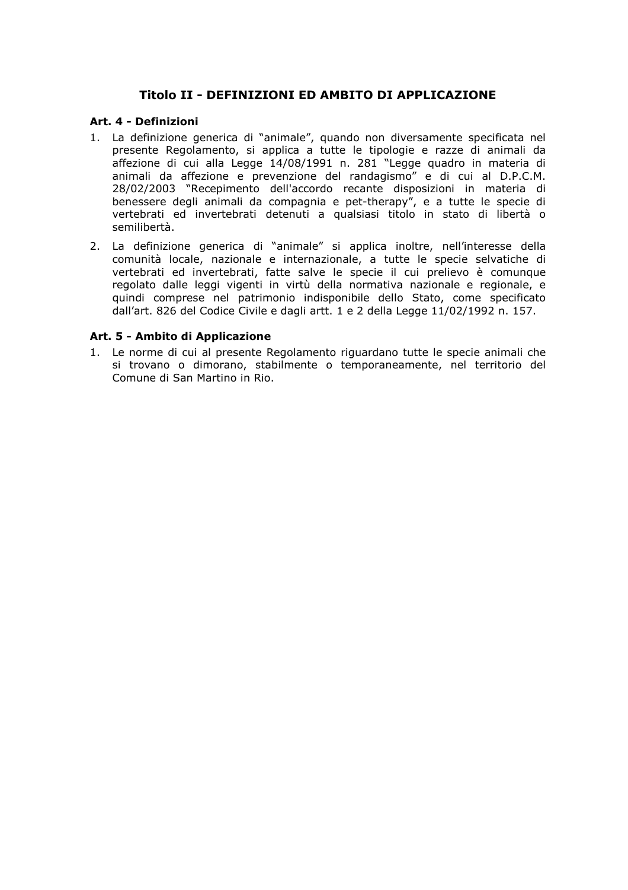## Titolo II - DEFINIZIONI ED AMBITO DI APPLICAZIONE

### Art. 4 - Definizioni

1. La definizione generica di "animale", quando non diversamente specificata nel presente Regolamento, si applica a tutte le tipologie e razze di animali da affezione di cui alla Legge 14/08/1991 n. 281 "Legge quadro in materia di animali da affezione e prevenzione del randagismo" e di cui al D.P.C.M. 28/02/2003 "Recepimento dell'accordo recante disposizioni in materia di benessere degli animali da compagnia e pet-therapy", e a tutte le specie di vertebrati ed invertebrati detenuti a qualsiasi titolo in stato di libertà o semilibertà.
2. La definizione generica di "animale" si applica inoltre, nell'interesse della comunità locale, nazionale e internazionale, a tutte le specie selvatiche di vertebrati ed invertebrati, fatte salve le specie il cui prelievo è comunque regolato dalle leggi vigenti in virtù della normativa nazionale e regionale, e quindi comprese nel patrimonio indisponibile dello Stato, come specificato dall'art. 826 del Codice Civile e dagli artt. 1 e 2 della Legge 11/02/1992 n. 157.

### Art. 5 - Ambito di Applicazione

1. Le norme di cui al presente Regolamento riguardano tutte le specie animali che si trovano o dimorano, stabilmente o temporaneamente, nel territorio del Comune di San Martino in Rio.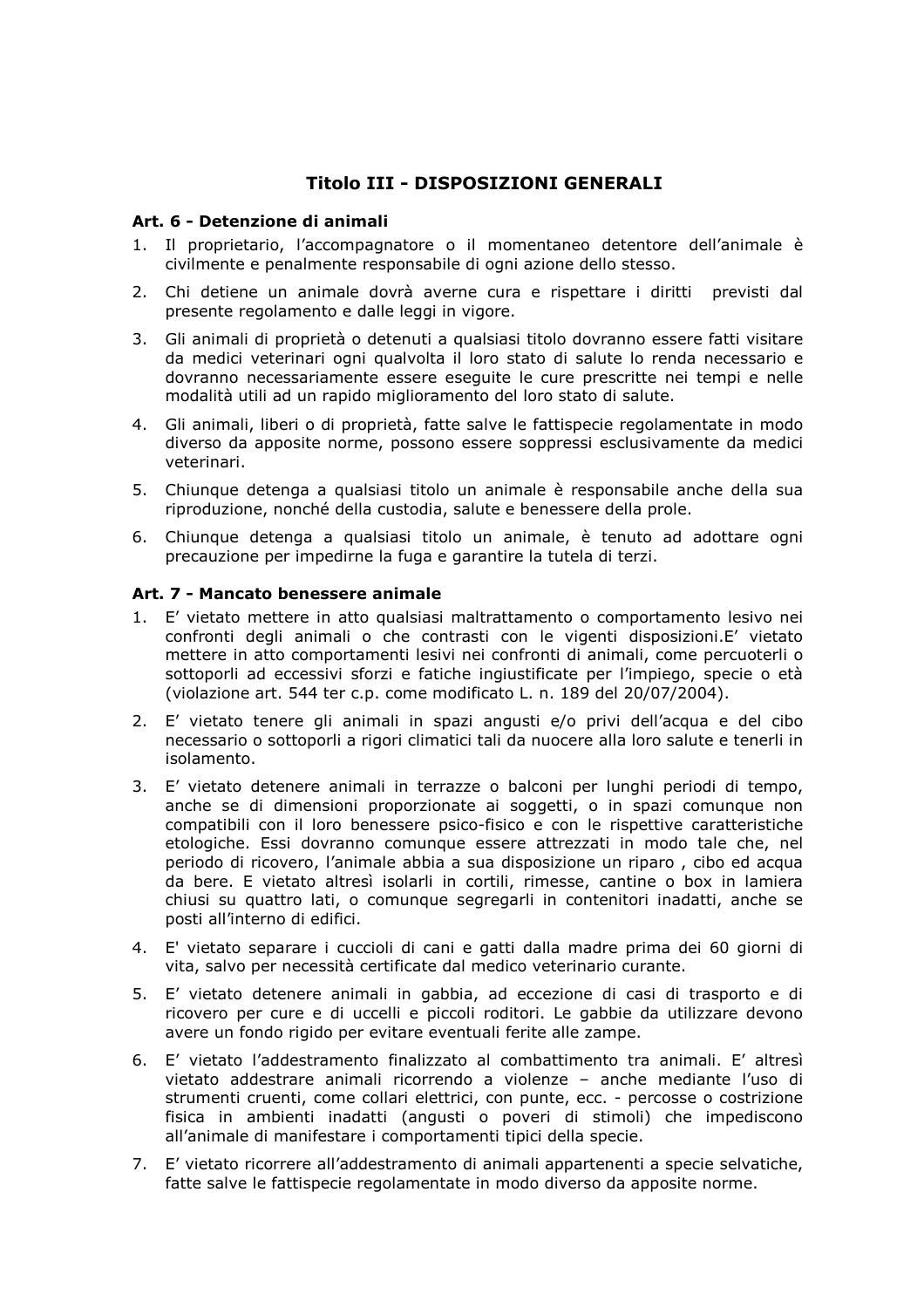## Titolo III - DISPOSIZIONI GENERALI

### Art. 6 - Detenzione di animali

1. Il proprietario, l'accompagnatore o il momentaneo detentore dell'animale è civilmente e penalmente responsabile di ogni azione dello stesso.
2. Chi detiene un animale dovrà averne cura e rispettare i diritti previsti dal presente regolamento e dalle leggi in vigore.
3. Gli animali di proprietà o detenuti a qualsiasi titolo dovranno essere fatti visitare da medici veterinari ogni qualvolta il loro stato di salute lo renda necessario e dovranno necessariamente essere eseguite le cure prescritte nei tempi e nelle modalità utili ad un rapido miglioramento del loro stato di salute.
4. Gli animali, liberi o di proprietà, fatte salve le fattispecie regolamentate in modo diverso da apposite norme, possono essere soppressi esclusivamente da medici veterinari.
5. Chiunque detenga a qualsiasi titolo un animale è responsabile anche della sua riproduzione, nonché della custodia, salute e benessere della prole.
6. Chiunque detenga a qualsiasi titolo un animale, è tenuto ad adottare ogni precauzione per impedirne la fuga e garantire la tutela di terzi.

### Art. 7 - Mancato benessere animale

1. E' vietato mettere in atto qualsiasi maltrattamento o comportamento lesivo nei confronti degli animali o che contrasti con le vigenti disposizioni.E' vietato mettere in atto comportamenti lesivi nei confronti di animali, come percuoterli o sottoporli ad eccessivi sforzi e fatiche ingiustificate per l'impiego, specie o età (violazione art. 544 ter c.p. come modificato L. n. 189 del 20/07/2004).
2. E' vietato tenere gli animali in spazi angusti e/o privi dell'acqua e del cibo necessario o sottoporli a rigori climatici tali da nuocere alla loro salute e tenerli in isolamento.
3. E' vietato detenere animali in terrazze o balconi per lunghi periodi di tempo, anche se di dimensioni proporzionate ai soggetti, o in spazi comunque non compatibili con il loro benessere psico-fisico e con le rispettive caratteristiche etologiche. Essi dovranno comunque essere attrezzati in modo tale che, nel periodo di ricovero, l'animale abbia a sua disposizione un riparo , cibo ed acqua da bere. E vietato altresì isolarli in cortili, rimesse, cantine o box in lamiera chiusi su quattro lati, o comunque segregarli in contenitori inadatti, anche se posti all'interno di edifici.
4. E' vietato separare i cuccioli di cani e gatti dalla madre prima dei 60 giorni di vita, salvo per necessità certificate dal medico veterinario curante.
5. E' vietato detenere animali in gabbia, ad eccezione di casi di trasporto e di ricovero per cure e di uccelli e piccoli roditori. Le gabbie da utilizzare devono avere un fondo rigido per evitare eventuali ferite alle zampe.
6. E' vietato l'addestramento finalizzato al combattimento tra animali. E' altresì vietato addestrare animali ricorrendo a violenze – anche mediante l'uso di strumenti cruenti, come collari elettrici, con punte, ecc. - percosse o costrizione fisica in ambienti inadatti (angusti o poveri di stimoli) che impediscono all'animale di manifestare i comportamenti tipici della specie.
7. E' vietato ricorrere all'addestramento di animali appartenenti a specie selvatiche, fatte salve le fattispecie regolamentate in modo diverso da apposite norme.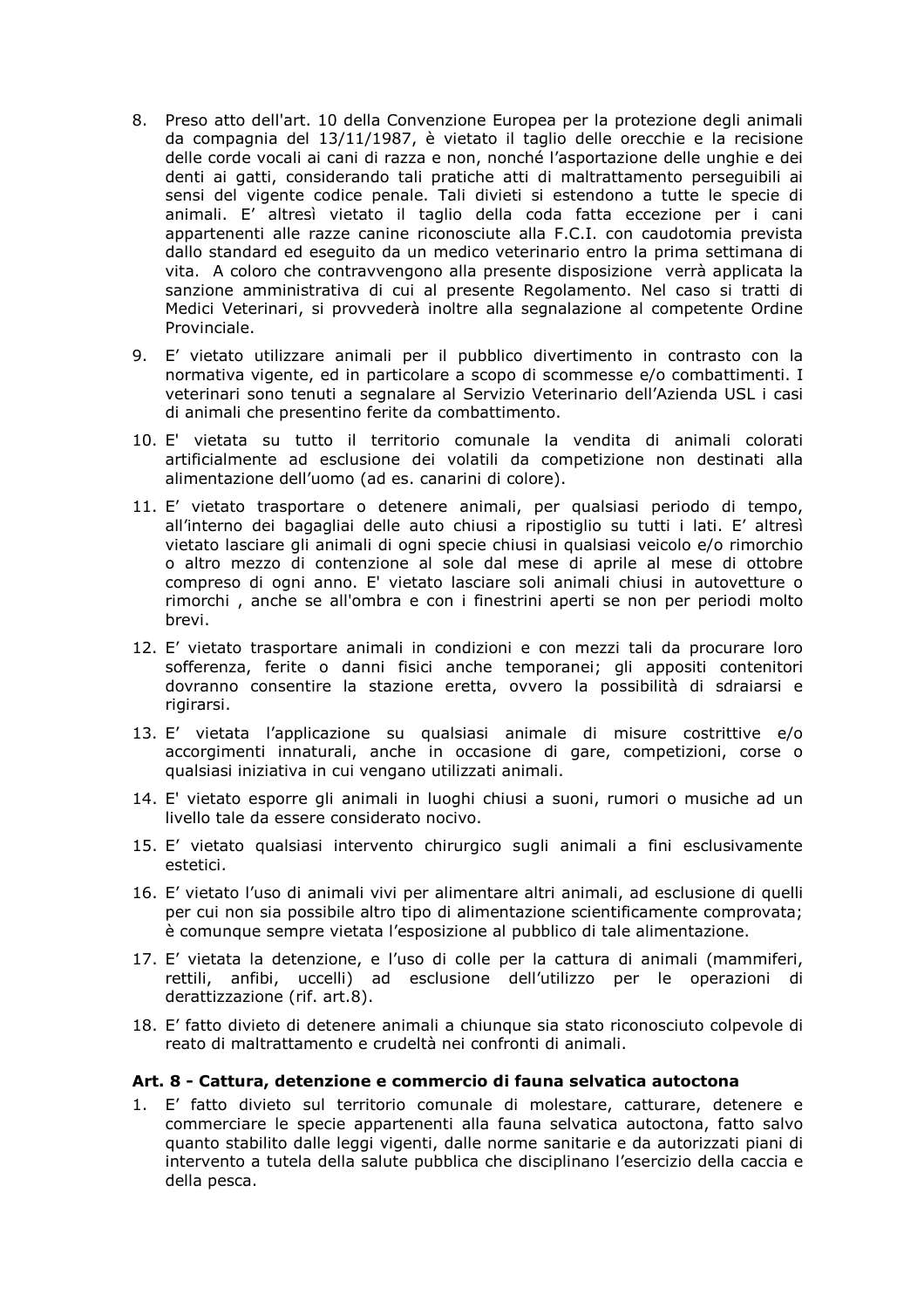8. Preso atto dell'art. 10 della Convenzione Europea per la protezione degli animali da compagnia del 13/11/1987, è vietato il taglio delle orecchie e la recisione delle corde vocali ai cani di razza e non, nonché l'asportazione delle unghie e dei denti ai gatti, considerando tali pratiche atti di maltrattamento perseguibili ai sensi del vigente codice penale. Tali divieti si estendono a tutte le specie di animali. E' altresì vietato il taglio della coda fatta eccezione per i cani appartenenti alle razze canine riconosciute alla F.C.I. con caudotomia prevista dallo standard ed eseguito da un medico veterinario entro la prima settimana di vita. A coloro che contravvengono alla presente disposizione verrà applicata la sanzione amministrativa di cui al presente Regolamento. Nel caso si tratti di Medici Veterinari, si provvederà inoltre alla segnalazione al competente Ordine Provinciale.
9. E' vietato utilizzare animali per il pubblico divertimento in contrasto con la normativa vigente, ed in particolare a scopo di scommesse e/o combattimenti. I veterinari sono tenuti a segnalare al Servizio Veterinario dell'Azienda USL i casi di animali che presentino ferite da combattimento.
10. E' vietata su tutto il territorio comunale la vendita di animali colorati artificialmente ad esclusione dei volatili da competizione non destinati alla alimentazione dell'uomo (ad es. canarini di colore).
11. E' vietato trasportare o detenere animali, per qualsiasi periodo di tempo, all'interno dei bagagliai delle auto chiusi a ripostiglio su tutti i lati. E' altresì vietato lasciare gli animali di ogni specie chiusi in qualsiasi veicolo e/o rimorchio o altro mezzo di contenzione al sole dal mese di aprile al mese di ottobre compreso di ogni anno. E' vietato lasciare soli animali chiusi in autovetture o rimorchi , anche se all'ombra e con i finestrini aperti se non per periodi molto brevi.
12. E' vietato trasportare animali in condizioni e con mezzi tali da procurare loro sofferenza, ferite o danni fisici anche temporanei; gli appositi contenitori dovranno consentire la stazione eretta, ovvero la possibilità di sdraiarsi e rigirarsi.
13. E' vietata l'applicazione su qualsiasi animale di misure costrittive e/o accorgimenti innaturali, anche in occasione di gare, competizioni, corse o qualsiasi iniziativa in cui vengano utilizzati animali.
14. E' vietato esporre gli animali in luoghi chiusi a suoni, rumori o musiche ad un livello tale da essere considerato nocivo.
15. E' vietato qualsiasi intervento chirurgico sugli animali a fini esclusivamente estetici.
16. E' vietato l'uso di animali vivi per alimentare altri animali, ad esclusione di quelli per cui non sia possibile altro tipo di alimentazione scientificamente comprovata; è comunque sempre vietata l'esposizione al pubblico di tale alimentazione.
17. E' vietata la detenzione, e l'uso di colle per la cattura di animali (mammiferi, rettili, anfibi, uccelli) ad esclusione dell'utilizzo per le operazioni di derattizzazione (rif. art.8).
18. E' fatto divieto di detenere animali a chiunque sia stato riconosciuto colpevole di reato di maltrattamento e crudeltà nei confronti di animali.

### Art. 8 - Cattura, detenzione e commercio di fauna selvatica autoctona

1. E' fatto divieto sul territorio comunale di molestare, catturare, detenere e commerciare le specie appartenenti alla fauna selvatica autoctona, fatto salvo quanto stabilito dalle leggi vigenti, dalle norme sanitarie e da autorizzati piani di intervento a tutela della salute pubblica che disciplinano l'esercizio della caccia e della pesca.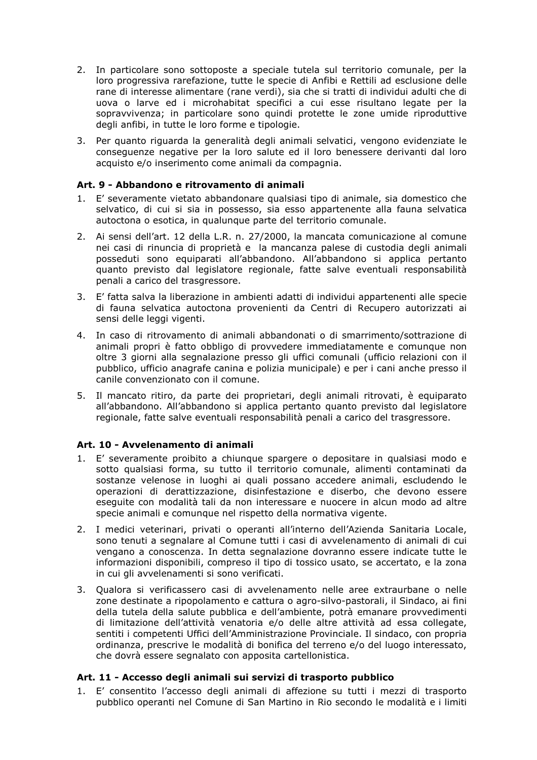2. In particolare sono sottoposte a speciale tutela sul territorio comunale, per la loro progressiva rarefazione, tutte le specie di Anfibi e Rettili ad esclusione delle rane di interesse alimentare (rane verdi), sia che si tratti di individui adulti che di uova o larve ed i microhabitat specifici a cui esse risultano legate per la sopravvivenza; in particolare sono quindi protette le zone umide riproduttive degli anfibi, in tutte le loro forme e tipologie.

3. Per quanto riguarda la generalità degli animali selvatici, vengono evidenziate le conseguenze negative per la loro salute ed il loro benessere derivanti dal loro acquisto e/o inserimento come animali da compagnia.

### Art. 9 - Abbandono e ritrovamento di animali

1. E' severamente vietato abbandonare qualsiasi tipo di animale, sia domestico che selvatico, di cui si sia in possesso, sia esso appartenente alla fauna selvatica autoctona o esotica, in qualunque parte del territorio comunale.

2. Ai sensi dell'art. 12 della L.R. n. 27/2000, la mancata comunicazione al comune nei casi di rinuncia di proprietà e la mancanza palese di custodia degli animali posseduti sono equiparati all'abbandono. All'abbandono si applica pertanto quanto previsto dal legislatore regionale, fatte salve eventuali responsabilità penali a carico del trasgressore.

3. E' fatta salva la liberazione in ambienti adatti di individui appartenenti alle specie di fauna selvatica autoctona provenienti da Centri di Recupero autorizzati ai sensi delle leggi vigenti.

4. In caso di ritrovamento di animali abbandonati o di smarrimento/sottrazione di animali propri è fatto obbligo di provvedere immediatamente e comunque non oltre 3 giorni alla segnalazione presso gli uffici comunali (ufficio relazioni con il pubblico, ufficio anagrafe canina e polizia municipale) e per i cani anche presso il canile convenzionato con il comune.

5. Il mancato ritiro, da parte dei proprietari, degli animali ritrovati, è equiparato all'abbandono. All'abbandono si applica pertanto quanto previsto dal legislatore regionale, fatte salve eventuali responsabilità penali a carico del trasgressore.

### Art. 10 - Avvelenamento di animali

1. E' severamente proibito a chiunque spargere o depositare in qualsiasi modo e sotto qualsiasi forma, su tutto il territorio comunale, alimenti contaminati da sostanze velenose in luoghi ai quali possano accedere animali, escludendo le operazioni di derattizzazione, disinfestazione e diserbo, che devono essere eseguite con modalità tali da non interessare e nuocere in alcun modo ad altre specie animali e comunque nel rispetto della normativa vigente.

2. I medici veterinari, privati o operanti all'interno dell'Azienda Sanitaria Locale, sono tenuti a segnalare al Comune tutti i casi di avvelenamento di animali di cui vengano a conoscenza. In detta segnalazione dovranno essere indicate tutte le informazioni disponibili, compreso il tipo di tossico usato, se accertato, e la zona in cui gli avvelenamenti si sono verificati.

3. Qualora si verificassero casi di avvelenamento nelle aree extraurbane o nelle zone destinate a ripopolamento e cattura o agro-silvo-pastorali, il Sindaco, ai fini della tutela della salute pubblica e dell'ambiente, potrà emanare provvedimenti di limitazione dell'attività venatoria e/o delle altre attività ad essa collegate, sentiti i competenti Uffici dell'Amministrazione Provinciale. Il sindaco, con propria ordinanza, prescrive le modalità di bonifica del terreno e/o del luogo interessato, che dovrà essere segnalato con apposita cartellonistica.

### Art. 11 - Accesso degli animali sui servizi di trasporto pubblico

1. E' consentito l'accesso degli animali di affezione su tutti i mezzi di trasporto pubblico operanti nel Comune di San Martino in Rio secondo le modalità e i limiti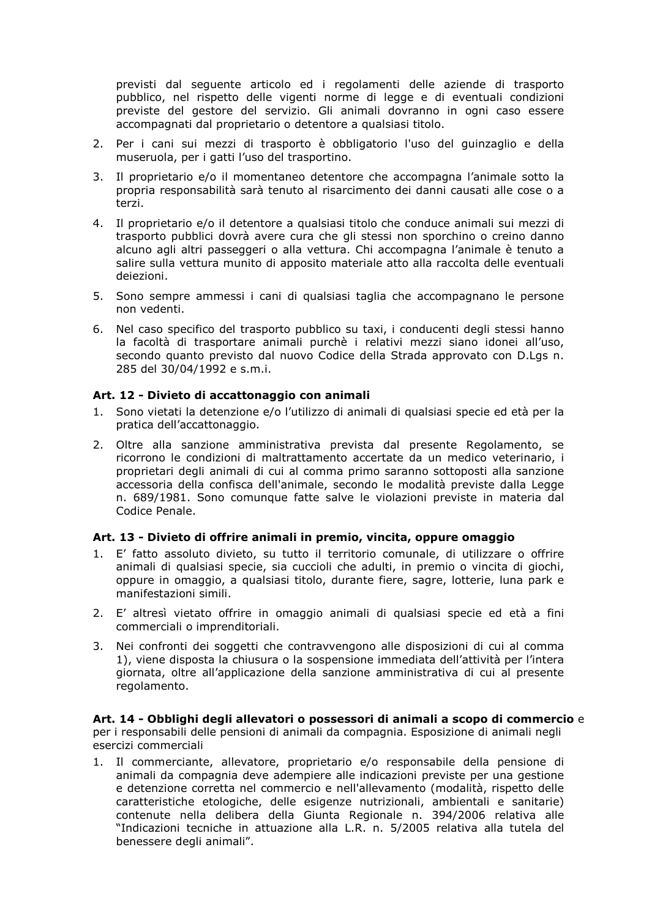previsti dal seguente articolo ed i regolamenti delle aziende di trasporto pubblico, nel rispetto delle vigenti norme di legge e di eventuali condizioni previste del gestore del servizio. Gli animali dovranno in ogni caso essere accompagnati dal proprietario o detentore a qualsiasi titolo.

2. Per i cani sui mezzi di trasporto è obbligatorio l'uso del guinzaglio e della museruola, per i gatti l'uso del trasportino.
3. Il proprietario e/o il momentaneo detentore che accompagna l'animale sotto la propria responsabilità sarà tenuto al risarcimento dei danni causati alle cose o a terzi.
4. Il proprietario e/o il detentore a qualsiasi titolo che conduce animali sui mezzi di trasporto pubblici dovrà avere cura che gli stessi non sporchino o creino danno alcuno agli altri passeggeri o alla vettura. Chi accompagna l'animale è tenuto a salire sulla vettura munito di apposito materiale atto alla raccolta delle eventuali deiezioni.
5. Sono sempre ammessi i cani di qualsiasi taglia che accompagnano le persone non vedenti.
6. Nel caso specifico del trasporto pubblico su taxi, i conducenti degli stessi hanno la facoltà di trasportare animali purchè i relativi mezzi siano idonei all'uso, secondo quanto previsto dal nuovo Codice della Strada approvato con D.Lgs n. 285 del 30/04/1992 e s.m.i.

### Art. 12 - Divieto di accattonaggio con animali

1. Sono vietati la detenzione e/o l'utilizzo di animali di qualsiasi specie ed età per la pratica dell'accattonaggio.
2. Oltre alla sanzione amministrativa prevista dal presente Regolamento, se ricorrono le condizioni di maltrattamento accertate da un medico veterinario, i proprietari degli animali di cui al comma primo saranno sottoposti alla sanzione accessoria della confisca dell'animale, secondo le modalità previste dalla Legge n. 689/1981. Sono comunque fatte salve le violazioni previste in materia dal Codice Penale.

### Art. 13 - Divieto di offrire animali in premio, vincita, oppure omaggio

1. E' fatto assoluto divieto, su tutto il territorio comunale, di utilizzare o offrire animali di qualsiasi specie, sia cuccioli che adulti, in premio o vincita di giochi, oppure in omaggio, a qualsiasi titolo, durante fiere, sagre, lotterie, luna park e manifestazioni simili.
2. E' altresì vietato offrire in omaggio animali di qualsiasi specie ed età a fini commerciali o imprenditoriali.
3. Nei confronti dei soggetti che contravvengono alle disposizioni di cui al comma 1), viene disposta la chiusura o la sospensione immediata dell'attività per l'intera giornata, oltre all'applicazione della sanzione amministrativa di cui al presente regolamento.

### Art. 14 - Obblighi degli allevatori o possessori di animali a scopo di commercio e per i responsabili delle pensioni di animali da compagnia. Esposizione di animali negli esercizi commerciali

1. Il commerciante, allevatore, proprietario e/o responsabile della pensione di animali da compagnia deve adempiere alle indicazioni previste per una gestione e detenzione corretta nel commercio e nell'allevamento (modalità, rispetto delle caratteristiche etologiche, delle esigenze nutrizionali, ambientali e sanitarie) contenute nella delibera della Giunta Regionale n. 394/2006 relativa alle "Indicazioni tecniche in attuazione alla L.R. n. 5/2005 relativa alla tutela del benessere degli animali".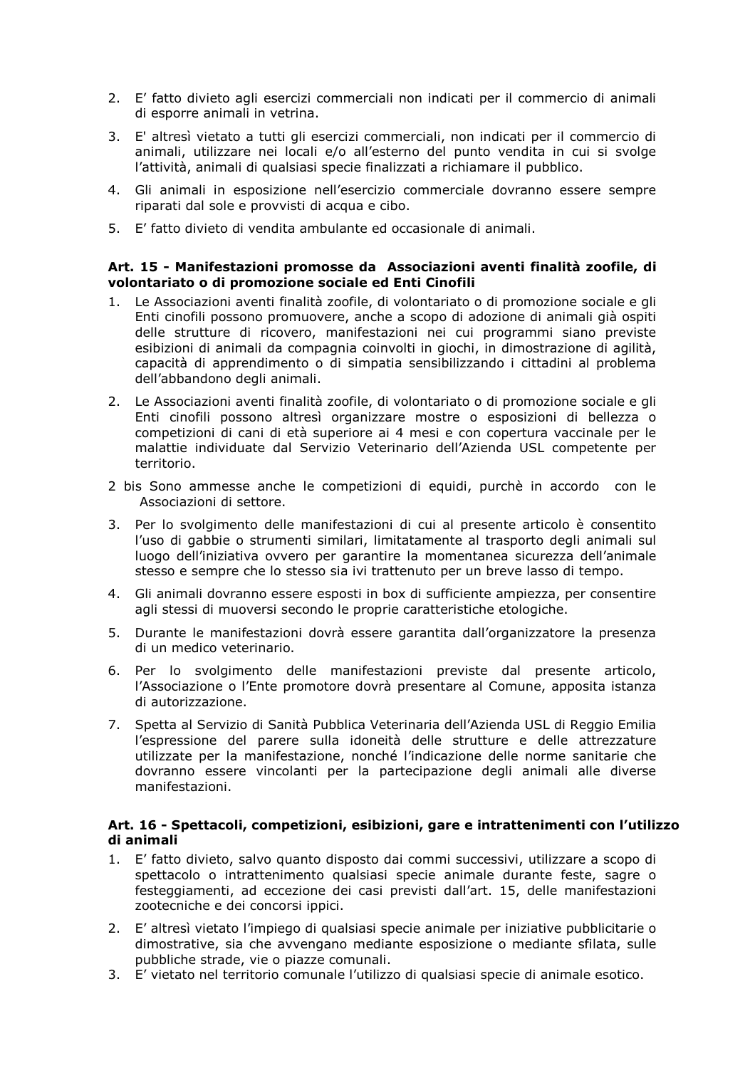2. E' fatto divieto agli esercizi commerciali non indicati per il commercio di animali di esporre animali in vetrina.
3. E' altresì vietato a tutti gli esercizi commerciali, non indicati per il commercio di animali, utilizzare nei locali e/o all'esterno del punto vendita in cui si svolge l'attività, animali di qualsiasi specie finalizzati a richiamare il pubblico.
4. Gli animali in esposizione nell'esercizio commerciale dovranno essere sempre riparati dal sole e provvisti di acqua e cibo.
5. E' fatto divieto di vendita ambulante ed occasionale di animali.

### Art. 15 - Manifestazioni promosse da Associazioni aventi finalità zoofile, di volontariato o di promozione sociale ed Enti Cinofili

1. Le Associazioni aventi finalità zoofile, di volontariato o di promozione sociale e gli Enti cinofili possono promuovere, anche a scopo di adozione di animali già ospiti delle strutture di ricovero, manifestazioni nei cui programmi siano previste esibizioni di animali da compagnia coinvolti in giochi, in dimostrazione di agilità, capacità di apprendimento o di simpatia sensibilizzando i cittadini al problema dell'abbandono degli animali.
2. Le Associazioni aventi finalità zoofile, di volontariato o di promozione sociale e gli Enti cinofili possono altresì organizzare mostre o esposizioni di bellezza o competizioni di cani di età superiore ai 4 mesi e con copertura vaccinale per le malattie individuate dal Servizio Veterinario dell'Azienda USL competente per territorio.

2 bis Sono ammesse anche le competizioni di equidi, purchè in accordo con le Associazioni di settore.

3. Per lo svolgimento delle manifestazioni di cui al presente articolo è consentito l'uso di gabbie o strumenti similari, limitatamente al trasporto degli animali sul luogo dell'iniziativa ovvero per garantire la momentanea sicurezza dell'animale stesso e sempre che lo stesso sia ivi trattenuto per un breve lasso di tempo.
4. Gli animali dovranno essere esposti in box di sufficiente ampiezza, per consentire agli stessi di muoversi secondo le proprie caratteristiche etologiche.
5. Durante le manifestazioni dovrà essere garantita dall'organizzatore la presenza di un medico veterinario.
6. Per lo svolgimento delle manifestazioni previste dal presente articolo, l'Associazione o l'Ente promotore dovrà presentare al Comune, apposita istanza di autorizzazione.
7. Spetta al Servizio di Sanità Pubblica Veterinaria dell'Azienda USL di Reggio Emilia l'espressione del parere sulla idoneità delle strutture e delle attrezzature utilizzate per la manifestazione, nonché l'indicazione delle norme sanitarie che dovranno essere vincolanti per la partecipazione degli animali alle diverse manifestazioni.

### Art. 16 - Spettacoli, competizioni, esibizioni, gare e intrattenimenti con l'utilizzo di animali

1. E' fatto divieto, salvo quanto disposto dai commi successivi, utilizzare a scopo di spettacolo o intrattenimento qualsiasi specie animale durante feste, sagre o festeggiamenti, ad eccezione dei casi previsti dall'art. 15, delle manifestazioni zootecniche e dei concorsi ippici.
2. E' altresì vietato l'impiego di qualsiasi specie animale per iniziative pubblicitarie o dimostrative, sia che avvengano mediante esposizione o mediante sfilata, sulle pubbliche strade, vie o piazze comunali.
3. E' vietato nel territorio comunale l'utilizzo di qualsiasi specie di animale esotico.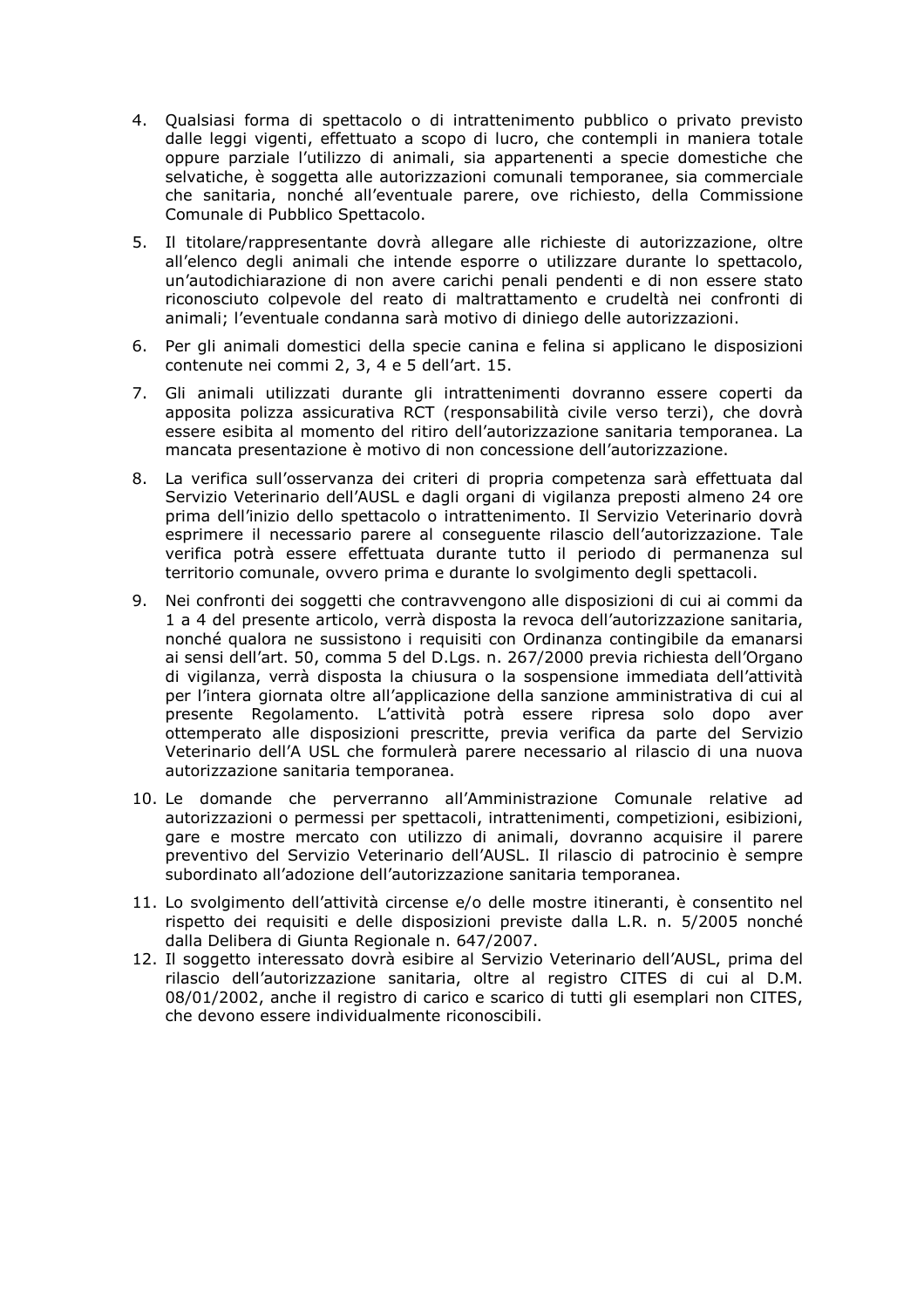4. Qualsiasi forma di spettacolo o di intrattenimento pubblico o privato previsto dalle leggi vigenti, effettuato a scopo di lucro, che contempli in maniera totale oppure parziale l'utilizzo di animali, sia appartenenti a specie domestiche che selvatiche, è soggetta alle autorizzazioni comunali temporanee, sia commerciale che sanitaria, nonché all'eventuale parere, ove richiesto, della Commissione Comunale di Pubblico Spettacolo.
5. Il titolare/rappresentante dovrà allegare alle richieste di autorizzazione, oltre all'elenco degli animali che intende esporre o utilizzare durante lo spettacolo, un'autodichiarazione di non avere carichi penali pendenti e di non essere stato riconosciuto colpevole del reato di maltrattamento e crudeltà nei confronti di animali; l'eventuale condanna sarà motivo di diniego delle autorizzazioni.
6. Per gli animali domestici della specie canina e felina si applicano le disposizioni contenute nei commi 2, 3, 4 e 5 dell'art. 15.
7. Gli animali utilizzati durante gli intrattenimenti dovranno essere coperti da apposita polizza assicurativa RCT (responsabilità civile verso terzi), che dovrà essere esibita al momento del ritiro dell'autorizzazione sanitaria temporanea. La mancata presentazione è motivo di non concessione dell'autorizzazione.
8. La verifica sull'osservanza dei criteri di propria competenza sarà effettuata dal Servizio Veterinario dell'AUSL e dagli organi di vigilanza preposti almeno 24 ore prima dell'inizio dello spettacolo o intrattenimento. Il Servizio Veterinario dovrà esprimere il necessario parere al conseguente rilascio dell'autorizzazione. Tale verifica potrà essere effettuata durante tutto il periodo di permanenza sul territorio comunale, ovvero prima e durante lo svolgimento degli spettacoli.
9. Nei confronti dei soggetti che contravvengono alle disposizioni di cui ai commi da 1 a 4 del presente articolo, verrà disposta la revoca dell'autorizzazione sanitaria, nonché qualora ne sussistono i requisiti con Ordinanza contingibile da emanarsi ai sensi dell'art. 50, comma 5 del D.Lgs. n. 267/2000 previa richiesta dell'Organo di vigilanza, verrà disposta la chiusura o la sospensione immediata dell'attività per l'intera giornata oltre all'applicazione della sanzione amministrativa di cui al presente Regolamento. L'attività potrà essere ripresa solo dopo aver ottemperato alle disposizioni prescritte, previa verifica da parte del Servizio Veterinario dell'A USL che formulerà parere necessario al rilascio di una nuova autorizzazione sanitaria temporanea.
10. Le domande che perverranno all'Amministrazione Comunale relative ad autorizzazioni o permessi per spettacoli, intrattenimenti, competizioni, esibizioni, gare e mostre mercato con utilizzo di animali, dovranno acquisire il parere preventivo del Servizio Veterinario dell'AUSL. Il rilascio di patrocinio è sempre subordinato all'adozione dell'autorizzazione sanitaria temporanea.
11. Lo svolgimento dell'attività circense e/o delle mostre itineranti, è consentito nel rispetto dei requisiti e delle disposizioni previste dalla L.R. n. 5/2005 nonché dalla Delibera di Giunta Regionale n. 647/2007.
12. Il soggetto interessato dovrà esibire al Servizio Veterinario dell'AUSL, prima del rilascio dell'autorizzazione sanitaria, oltre al registro CITES di cui al D.M. 08/01/2002, anche il registro di carico e scarico di tutti gli esemplari non CITES, che devono essere individualmente riconoscibili.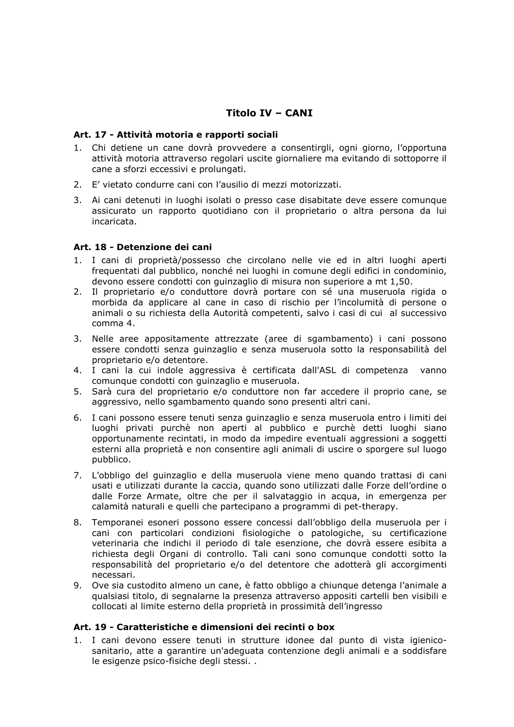## Titolo IV – CANI

### Art. 17 - Attività motoria e rapporti sociali

1. Chi detiene un cane dovrà provvedere a consentirgli, ogni giorno, l'opportuna attività motoria attraverso regolari uscite giornaliere ma evitando di sottoporre il cane a sforzi eccessivi e prolungati.
2. E' vietato condurre cani con l'ausilio di mezzi motorizzati.
3. Ai cani detenuti in luoghi isolati o presso case disabitate deve essere comunque assicurato un rapporto quotidiano con il proprietario o altra persona da lui incaricata.

### Art. 18 - Detenzione dei cani

1. I cani di proprietà/possesso che circolano nelle vie ed in altri luoghi aperti frequentati dal pubblico, nonché nei luoghi in comune degli edifici in condominio, devono essere condotti con guinzaglio di misura non superiore a mt 1,50.
2. Il proprietario e/o conduttore dovrà portare con sé una museruola rigida o morbida da applicare al cane in caso di rischio per l'incolumità di persone o animali o su richiesta della Autorità competenti, salvo i casi di cui al successivo comma 4.
3. Nelle aree appositamente attrezzate (aree di sgambamento) i cani possono essere condotti senza guinzaglio e senza museruola sotto la responsabilità del proprietario e/o detentore.
4. I cani la cui indole aggressiva è certificata dall'ASL di competenza vanno comunque condotti con guinzaglio e museruola.
5. Sarà cura del proprietario e/o conduttore non far accedere il proprio cane, se aggressivo, nello sgambamento quando sono presenti altri cani.
6. I cani possono essere tenuti senza guinzaglio e senza museruola entro i limiti dei luoghi privati purchè non aperti al pubblico e purchè detti luoghi siano opportunamente recintati, in modo da impedire eventuali aggressioni a soggetti esterni alla proprietà e non consentire agli animali di uscire o sporgere sul luogo pubblico.
7. L'obbligo del guinzaglio e della museruola viene meno quando trattasi di cani usati e utilizzati durante la caccia, quando sono utilizzati dalle Forze dell'ordine o dalle Forze Armate, oltre che per il salvataggio in acqua, in emergenza per calamità naturali e quelli che partecipano a programmi di pet-therapy.
8. Temporanei esoneri possono essere concessi dall'obbligo della museruola per i cani con particolari condizioni fisiologiche o patologiche, su certificazione veterinaria che indichi il periodo di tale esenzione, che dovrà essere esibita a richiesta degli Organi di controllo. Tali cani sono comunque condotti sotto la responsabilità del proprietario e/o del detentore che adotterà gli accorgimenti necessari.
9. Ove sia custodito almeno un cane, è fatto obbligo a chiunque detenga l'animale a qualsiasi titolo, di segnalarne la presenza attraverso appositi cartelli ben visibili e collocati al limite esterno della proprietà in prossimità dell'ingresso

### Art. 19 - Caratteristiche e dimensioni dei recinti o box

1. I cani devono essere tenuti in strutture idonee dal punto di vista igienico-sanitario, atte a garantire un'adeguata contenzione degli animali e a soddisfare le esigenze psico-fisiche degli stessi. .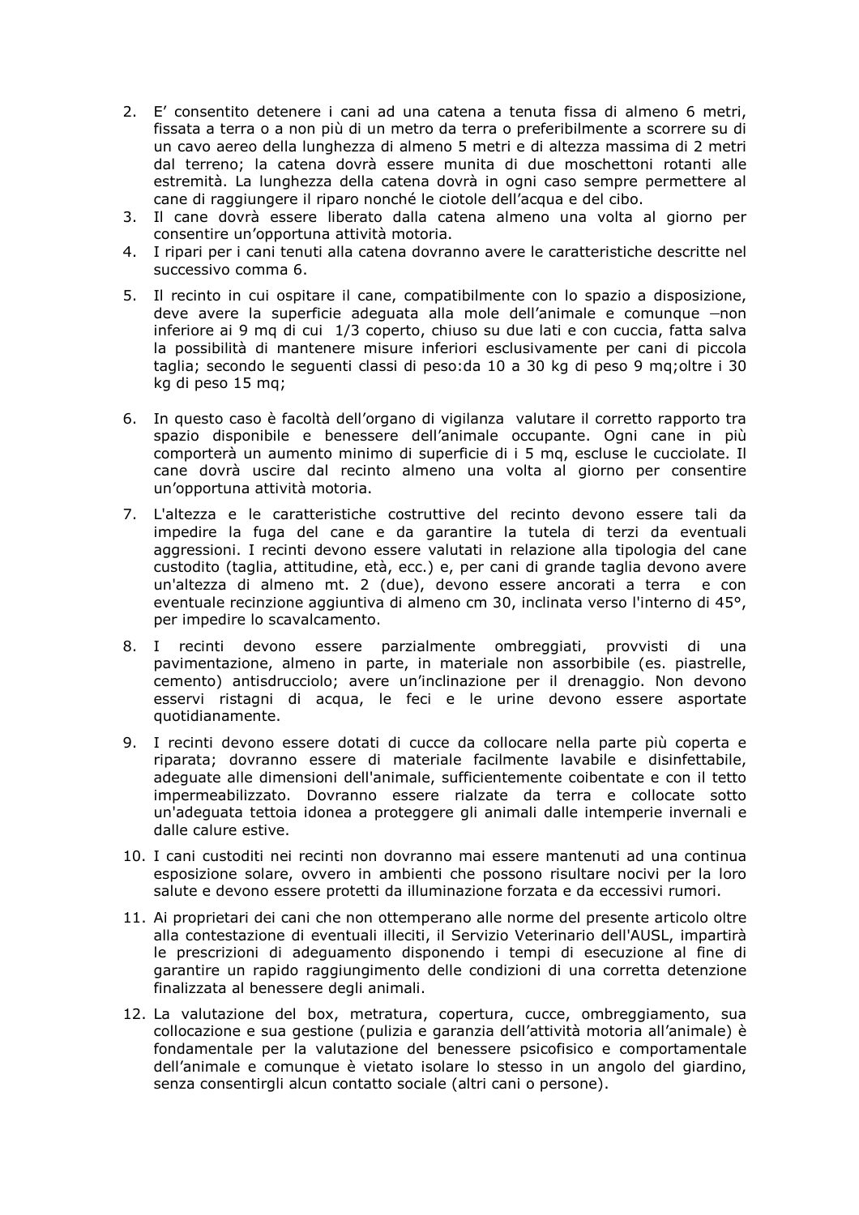2. E' consentito detenere i cani ad una catena a tenuta fissa di almeno 6 metri, fissata a terra o a non più di un metro da terra o preferibilmente a scorrere su di un cavo aereo della lunghezza di almeno 5 metri e di altezza massima di 2 metri dal terreno; la catena dovrà essere munita di due moschettoni rotanti alle estremità. La lunghezza della catena dovrà in ogni caso sempre permettere al cane di raggiungere il riparo nonché le ciotole dell'acqua e del cibo.
3. Il cane dovrà essere liberato dalla catena almeno una volta al giorno per consentire un'opportuna attività motoria.
4. I ripari per i cani tenuti alla catena dovranno avere le caratteristiche descritte nel successivo comma 6.
5. Il recinto in cui ospitare il cane, compatibilmente con lo spazio a disposizione, deve avere la superficie adeguata alla mole dell'animale e comunque –non inferiore ai 9 mq di cui 1/3 coperto, chiuso su due lati e con cuccia, fatta salva la possibilità di mantenere misure inferiori esclusivamente per cani di piccola taglia; secondo le seguenti classi di peso:da 10 a 30 kg di peso 9 mq;oltre i 30 kg di peso 15 mq;
6. In questo caso è facoltà dell'organo di vigilanza valutare il corretto rapporto tra spazio disponibile e benessere dell'animale occupante. Ogni cane in più comporterà un aumento minimo di superficie di i 5 mq, escluse le cucciolate. Il cane dovrà uscire dal recinto almeno una volta al giorno per consentire un'opportuna attività motoria.
7. L'altezza e le caratteristiche costruttive del recinto devono essere tali da impedire la fuga del cane e da garantire la tutela di terzi da eventuali aggressioni. I recinti devono essere valutati in relazione alla tipologia del cane custodito (taglia, attitudine, età, ecc.) e, per cani di grande taglia devono avere un'altezza di almeno mt. 2 (due), devono essere ancorati a terra e con eventuale recinzione aggiuntiva di almeno cm 30, inclinata verso l'interno di 45°, per impedire lo scavalcamento.
8. I recinti devono essere parzialmente ombreggiati, provvisti di una pavimentazione, almeno in parte, in materiale non assorbibile (es. piastrelle, cemento) antisdrucciolo; avere un'inclinazione per il drenaggio. Non devono esservi ristagni di acqua, le feci e le urine devono essere asportate quotidianamente.
9. I recinti devono essere dotati di cucce da collocare nella parte più coperta e riparata; dovranno essere di materiale facilmente lavabile e disinfettabile, adeguate alle dimensioni dell'animale, sufficientemente coibentate e con il tetto impermeabilizzato. Dovranno essere rialzate da terra e collocate sotto un'adeguata tettoia idonea a proteggere gli animali dalle intemperie invernali e dalle calure estive.
10. I cani custoditi nei recinti non dovranno mai essere mantenuti ad una continua esposizione solare, ovvero in ambienti che possono risultare nocivi per la loro salute e devono essere protetti da illuminazione forzata e da eccessivi rumori.
11. Ai proprietari dei cani che non ottemperano alle norme del presente articolo oltre alla contestazione di eventuali illeciti, il Servizio Veterinario dell'AUSL, impartirà le prescrizioni di adeguamento disponendo i tempi di esecuzione al fine di garantire un rapido raggiungimento delle condizioni di una corretta detenzione finalizzata al benessere degli animali.
12. La valutazione del box, metratura, copertura, cucce, ombreggiamento, sua collocazione e sua gestione (pulizia e garanzia dell'attività motoria all'animale) è fondamentale per la valutazione del benessere psicofisico e comportamentale dell'animale e comunque è vietato isolare lo stesso in un angolo del giardino, senza consentirgli alcun contatto sociale (altri cani o persone).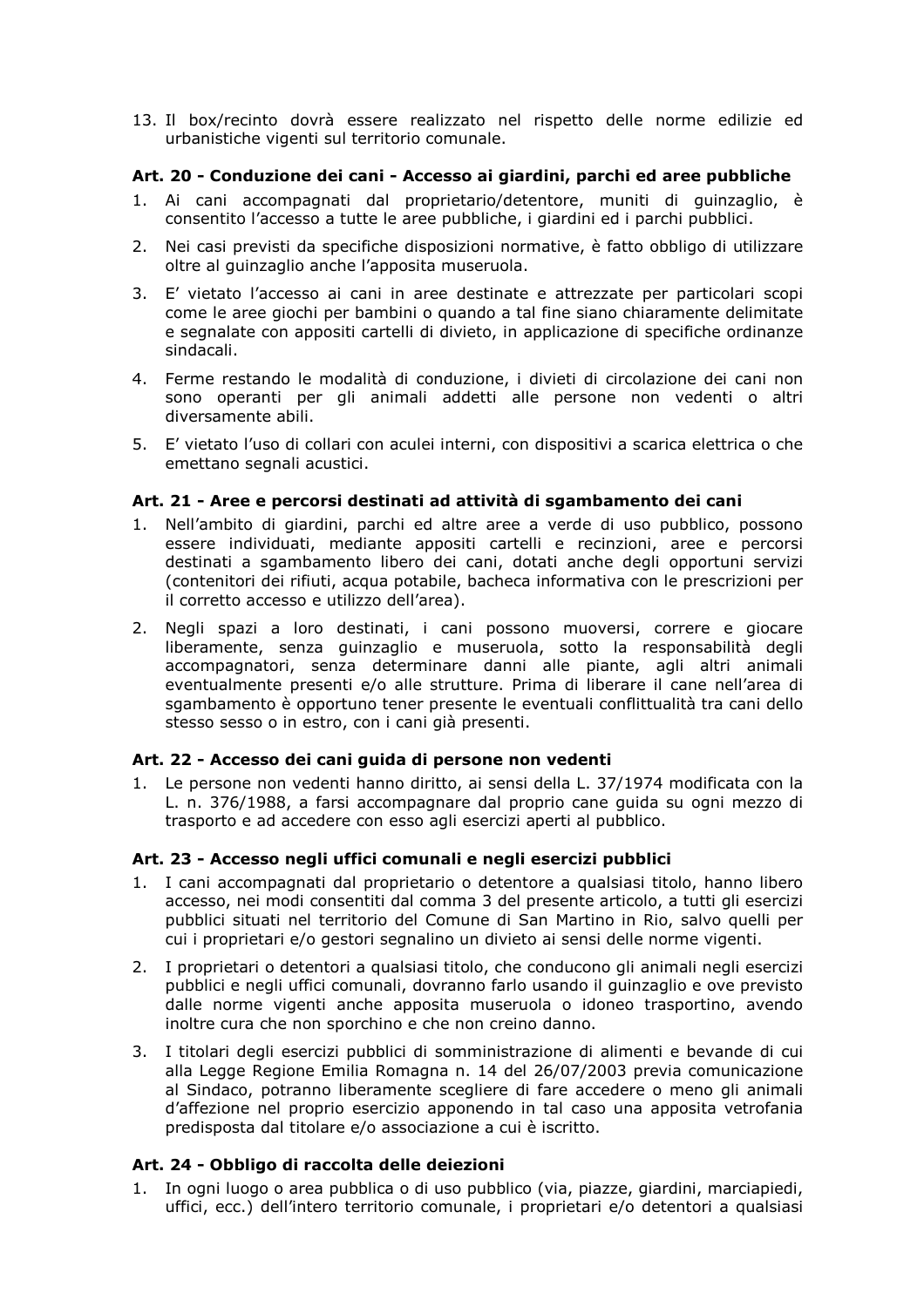13. Il box/recinto dovrà essere realizzato nel rispetto delle norme edilizie ed urbanistiche vigenti sul territorio comunale.

### Art. 20 - Conduzione dei cani - Accesso ai giardini, parchi ed aree pubbliche

1. Ai cani accompagnati dal proprietario/detentore, muniti di guinzaglio, è consentito l'accesso a tutte le aree pubbliche, i giardini ed i parchi pubblici.
2. Nei casi previsti da specifiche disposizioni normative, è fatto obbligo di utilizzare oltre al guinzaglio anche l'apposita museruola.
3. E' vietato l'accesso ai cani in aree destinate e attrezzate per particolari scopi come le aree giochi per bambini o quando a tal fine siano chiaramente delimitate e segnalate con appositi cartelli di divieto, in applicazione di specifiche ordinanze sindacali.
4. Ferme restando le modalità di conduzione, i divieti di circolazione dei cani non sono operanti per gli animali addetti alle persone non vedenti o altri diversamente abili.
5. E' vietato l'uso di collari con aculei interni, con dispositivi a scarica elettrica o che emettano segnali acustici.

### Art. 21 - Aree e percorsi destinati ad attività di sgambamento dei cani

1. Nell'ambito di giardini, parchi ed altre aree a verde di uso pubblico, possono essere individuati, mediante appositi cartelli e recinzioni, aree e percorsi destinati a sgambamento libero dei cani, dotati anche degli opportuni servizi (contenitori dei rifiuti, acqua potabile, bacheca informativa con le prescrizioni per il corretto accesso e utilizzo dell'area).
2. Negli spazi a loro destinati, i cani possono muoversi, correre e giocare liberamente, senza guinzaglio e museruola, sotto la responsabilità degli accompagnatori, senza determinare danni alle piante, agli altri animali eventualmente presenti e/o alle strutture. Prima di liberare il cane nell'area di sgambamento è opportuno tener presente le eventuali conflittualità tra cani dello stesso sesso o in estro, con i cani già presenti.

### Art. 22 - Accesso dei cani guida di persone non vedenti

1. Le persone non vedenti hanno diritto, ai sensi della L. 37/1974 modificata con la L. n. 376/1988, a farsi accompagnare dal proprio cane guida su ogni mezzo di trasporto e ad accedere con esso agli esercizi aperti al pubblico.

### Art. 23 - Accesso negli uffici comunali e negli esercizi pubblici

1. I cani accompagnati dal proprietario o detentore a qualsiasi titolo, hanno libero accesso, nei modi consentiti dal comma 3 del presente articolo, a tutti gli esercizi pubblici situati nel territorio del Comune di San Martino in Rio, salvo quelli per cui i proprietari e/o gestori segnalino un divieto ai sensi delle norme vigenti.
2. I proprietari o detentori a qualsiasi titolo, che conducono gli animali negli esercizi pubblici e negli uffici comunali, dovranno farlo usando il guinzaglio e ove previsto dalle norme vigenti anche apposita museruola o idoneo trasportino, avendo inoltre cura che non sporchino e che non creino danno.
3. I titolari degli esercizi pubblici di somministrazione di alimenti e bevande di cui alla Legge Regione Emilia Romagna n. 14 del 26/07/2003 previa comunicazione al Sindaco, potranno liberamente scegliere di fare accedere o meno gli animali d'affezione nel proprio esercizio apponendo in tal caso una apposita vetrofania predisposta dal titolare e/o associazione a cui è iscritto.

### Art. 24 - Obbligo di raccolta delle deiezioni

1. In ogni luogo o area pubblica o di uso pubblico (via, piazze, giardini, marciapiedi, uffici, ecc.) dell'intero territorio comunale, i proprietari e/o detentori a qualsiasi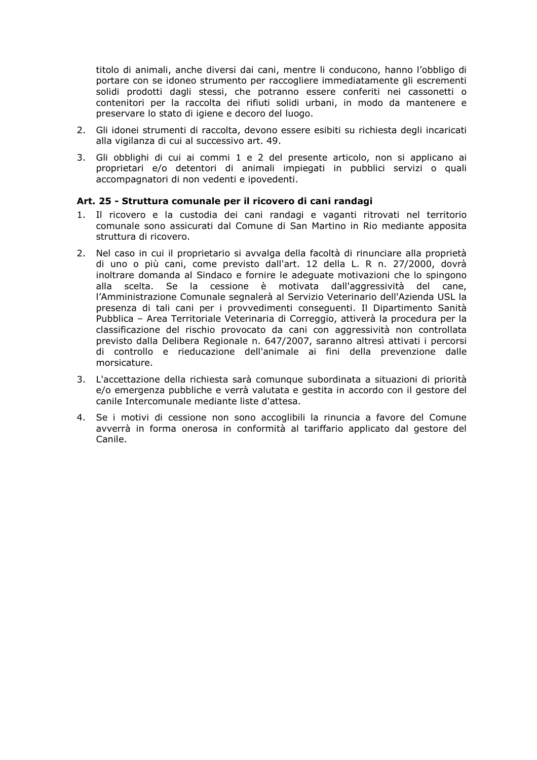titolo di animali, anche diversi dai cani, mentre li conducono, hanno l'obbligo di portare con se idoneo strumento per raccogliere immediatamente gli escrementi solidi prodotti dagli stessi, che potranno essere conferiti nei cassonetti o contenitori per la raccolta dei rifiuti solidi urbani, in modo da mantenere e preservare lo stato di igiene e decoro del luogo.

2. Gli idonei strumenti di raccolta, devono essere esibiti su richiesta degli incaricati alla vigilanza di cui al successivo art. 49.
3. Gli obblighi di cui ai commi 1 e 2 del presente articolo, non si applicano ai proprietari e/o detentori di animali impiegati in pubblici servizi o quali accompagnatori di non vedenti e ipovedenti.

**Art. 25 - Struttura comunale per il ricovero di cani randagi**

1. Il ricovero e la custodia dei cani randagi e vaganti ritrovati nel territorio comunale sono assicurati dal Comune di San Martino in Rio mediante apposita struttura di ricovero.
2. Nel caso in cui il proprietario si avvalga della facoltà di rinunciare alla proprietà di uno o più cani, come previsto dall'art. 12 della L. R n. 27/2000, dovrà inoltrare domanda al Sindaco e fornire le adeguate motivazioni che lo spingono alla scelta. Se la cessione è motivata dall'aggressività del cane, l'Amministrazione Comunale segnalerà al Servizio Veterinario dell'Azienda USL la presenza di tali cani per i provvedimenti conseguenti. Il Dipartimento Sanità Pubblica – Area Territoriale Veterinaria di Correggio, attiverà la procedura per la classificazione del rischio provocato da cani con aggressività non controllata previsto dalla Delibera Regionale n. 647/2007, saranno altresì attivati i percorsi di controllo e rieducazione dell'animale ai fini della prevenzione dalle morsicature.
3. L'accettazione della richiesta sarà comunque subordinata a situazioni di priorità e/o emergenza pubbliche e verrà valutata e gestita in accordo con il gestore del canile Intercomunale mediante liste d'attesa.
4. Se i motivi di cessione non sono accoglibili la rinuncia a favore del Comune avverrà in forma onerosa in conformità al tariffario applicato dal gestore del Canile.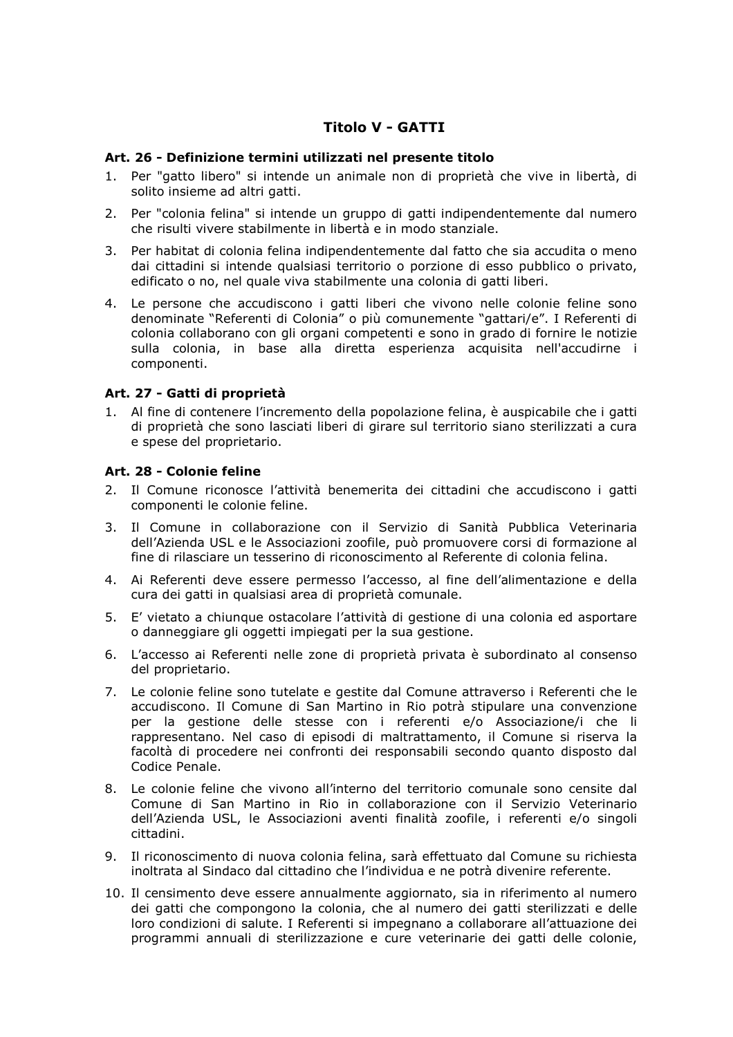## Titolo V - GATTI

### Art. 26 - Definizione termini utilizzati nel presente titolo

1. Per "gatto libero" si intende un animale non di proprietà che vive in libertà, di solito insieme ad altri gatti.
2. Per "colonia felina" si intende un gruppo di gatti indipendentemente dal numero che risulti vivere stabilmente in libertà e in modo stanziale.
3. Per habitat di colonia felina indipendentemente dal fatto che sia accudita o meno dai cittadini si intende qualsiasi territorio o porzione di esso pubblico o privato, edificato o no, nel quale viva stabilmente una colonia di gatti liberi.
4. Le persone che accudiscono i gatti liberi che vivono nelle colonie feline sono denominate "Referenti di Colonia" o più comunemente "gattari/e". I Referenti di colonia collaborano con gli organi competenti e sono in grado di fornire le notizie sulla colonia, in base alla diretta esperienza acquisita nell'accudirne i componenti.

### Art. 27 - Gatti di proprietà

1. Al fine di contenere l'incremento della popolazione felina, è auspicabile che i gatti di proprietà che sono lasciati liberi di girare sul territorio siano sterilizzati a cura e spese del proprietario.

### Art. 28 - Colonie feline

2. Il Comune riconosce l'attività benemerita dei cittadini che accudiscono i gatti componenti le colonie feline.
3. Il Comune in collaborazione con il Servizio di Sanità Pubblica Veterinaria dell'Azienda USL e le Associazioni zoofile, può promuovere corsi di formazione al fine di rilasciare un tesserino di riconoscimento al Referente di colonia felina.
4. Ai Referenti deve essere permesso l'accesso, al fine dell'alimentazione e della cura dei gatti in qualsiasi area di proprietà comunale.
5. E' vietato a chiunque ostacolare l'attività di gestione di una colonia ed asportare o danneggiare gli oggetti impiegati per la sua gestione.
6. L'accesso ai Referenti nelle zone di proprietà privata è subordinato al consenso del proprietario.
7. Le colonie feline sono tutelate e gestite dal Comune attraverso i Referenti che le accudiscono. Il Comune di San Martino in Rio potrà stipulare una convenzione per la gestione delle stesse con i referenti e/o Associazione/i che li rappresentano. Nel caso di episodi di maltrattamento, il Comune si riserva la facoltà di procedere nei confronti dei responsabili secondo quanto disposto dal Codice Penale.
8. Le colonie feline che vivono all'interno del territorio comunale sono censite dal Comune di San Martino in Rio in collaborazione con il Servizio Veterinario dell'Azienda USL, le Associazioni aventi finalità zoofile, i referenti e/o singoli cittadini.
9. Il riconoscimento di nuova colonia felina, sarà effettuato dal Comune su richiesta inoltrata al Sindaco dal cittadino che l'individua e ne potrà divenire referente.
10. Il censimento deve essere annualmente aggiornato, sia in riferimento al numero dei gatti che compongono la colonia, che al numero dei gatti sterilizzati e delle loro condizioni di salute. I Referenti si impegnano a collaborare all'attuazione dei programmi annuali di sterilizzazione e cure veterinarie dei gatti delle colonie,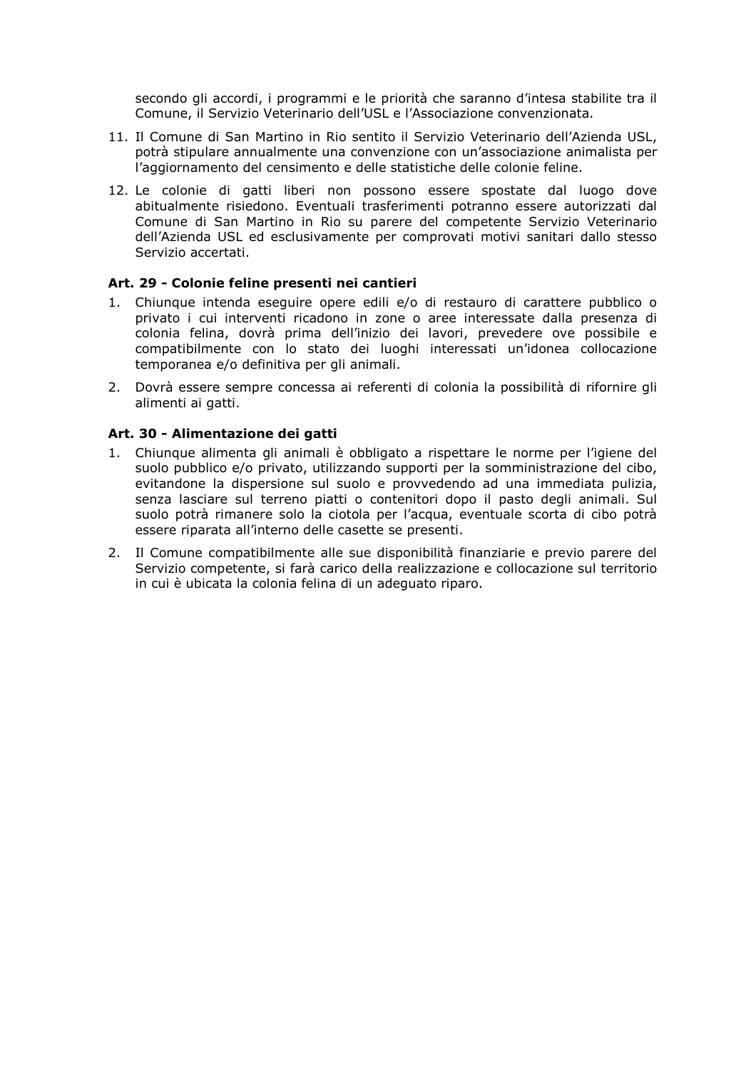secondo gli accordi, i programmi e le priorità che saranno d'intesa stabilite tra il Comune, il Servizio Veterinario dell'USL e l'Associazione convenzionata.

11. Il Comune di San Martino in Rio sentito il Servizio Veterinario dell'Azienda USL, potrà stipulare annualmente una convenzione con un'associazione animalista per l'aggiornamento del censimento e delle statistiche delle colonie feline.

12. Le colonie di gatti liberi non possono essere spostate dal luogo dove abitualmente risiedono. Eventuali trasferimenti potranno essere autorizzati dal Comune di San Martino in Rio su parere del competente Servizio Veterinario dell'Azienda USL ed esclusivamente per comprovati motivi sanitari dallo stesso Servizio accertati.

### Art. 29 - Colonie feline presenti nei cantieri

1. Chiunque intenda eseguire opere edili e/o di restauro di carattere pubblico o privato i cui interventi ricadono in zone o aree interessate dalla presenza di colonia felina, dovrà prima dell'inizio dei lavori, prevedere ove possibile e compatibilmente con lo stato dei luoghi interessati un'idonea collocazione temporanea e/o definitiva per gli animali.

2. Dovrà essere sempre concessa ai referenti di colonia la possibilità di rifornire gli alimenti ai gatti.

### Art. 30 - Alimentazione dei gatti

1. Chiunque alimenta gli animali è obbligato a rispettare le norme per l'igiene del suolo pubblico e/o privato, utilizzando supporti per la somministrazione del cibo, evitandone la dispersione sul suolo e provvedendo ad una immediata pulizia, senza lasciare sul terreno piatti o contenitori dopo il pasto degli animali. Sul suolo potrà rimanere solo la ciotola per l'acqua, eventuale scorta di cibo potrà essere riparata all'interno delle casette se presenti.

2. Il Comune compatibilmente alle sue disponibilità finanziarie e previo parere del Servizio competente, si farà carico della realizzazione e collocazione sul territorio in cui è ubicata la colonia felina di un adeguato riparo.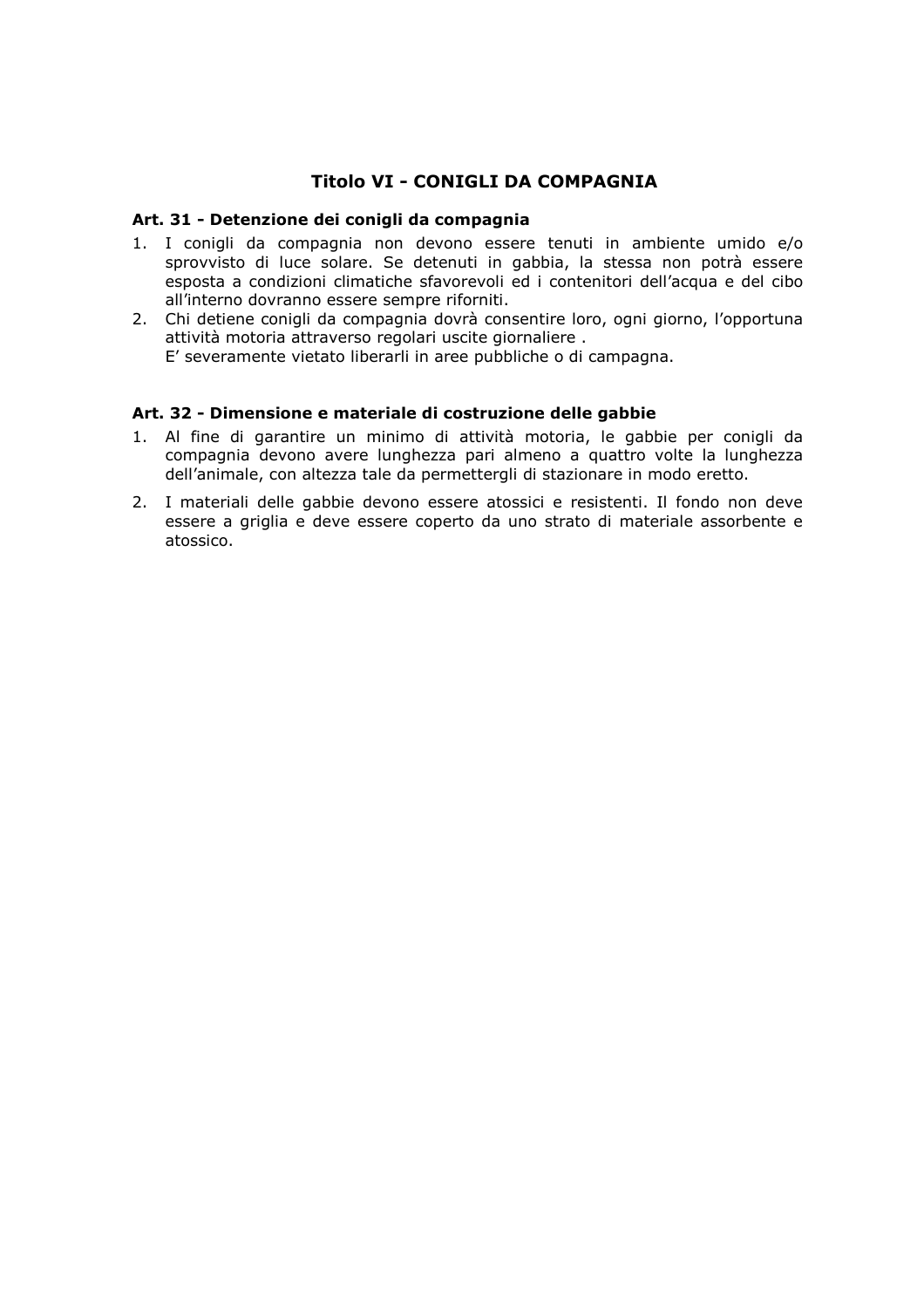## Titolo VI - CONIGLI DA COMPAGNIA

### Art. 31 - Detenzione dei conigli da compagnia

1. I conigli da compagnia non devono essere tenuti in ambiente umido e/o sprovvisto di luce solare. Se detenuti in gabbia, la stessa non potrà essere esposta a condizioni climatiche sfavorevoli ed i contenitori dell'acqua e del cibo all'interno dovranno essere sempre riforniti.
2. Chi detiene conigli da compagnia dovrà consentire loro, ogni giorno, l'opportuna attività motoria attraverso regolari uscite giornaliere .
   E' severamente vietato liberarli in aree pubbliche o di campagna.

### Art. 32 - Dimensione e materiale di costruzione delle gabbie

1. Al fine di garantire un minimo di attività motoria, le gabbie per conigli da compagnia devono avere lunghezza pari almeno a quattro volte la lunghezza dell'animale, con altezza tale da permettergli di stazionare in modo eretto.
2. I materiali delle gabbie devono essere atossici e resistenti. Il fondo non deve essere a griglia e deve essere coperto da uno strato di materiale assorbente e atossico.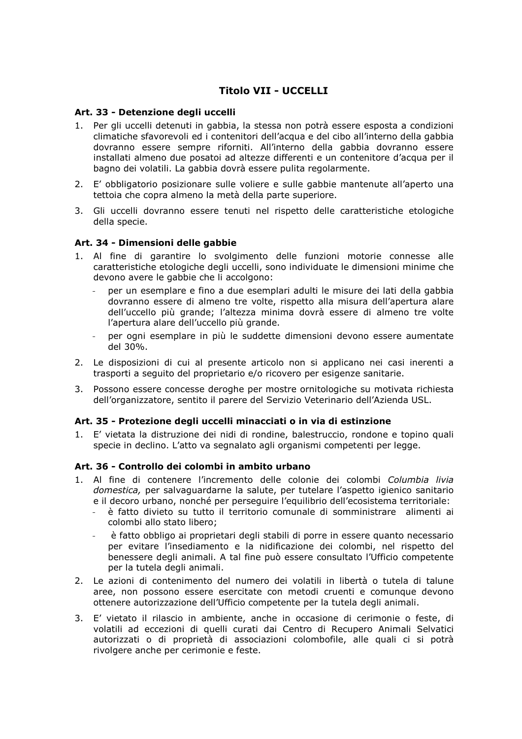## Titolo VII - UCCELLI

### Art. 33 - Detenzione degli uccelli

1. Per gli uccelli detenuti in gabbia, la stessa non potrà essere esposta a condizioni climatiche sfavorevoli ed i contenitori dell'acqua e del cibo all'interno della gabbia dovranno essere sempre riforniti. All'interno della gabbia dovranno essere installati almeno due posatoi ad altezze differenti e un contenitore d'acqua per il bagno dei volatili. La gabbia dovrà essere pulita regolarmente.
2. E' obbligatorio posizionare sulle voliere e sulle gabbie mantenute all'aperto una tettoia che copra almeno la metà della parte superiore.
3. Gli uccelli dovranno essere tenuti nel rispetto delle caratteristiche etologiche della specie.

### Art. 34 - Dimensioni delle gabbie

1. Al fine di garantire lo svolgimento delle funzioni motorie connesse alle caratteristiche etologiche degli uccelli, sono individuate le dimensioni minime che devono avere le gabbie che li accolgono:
   - per un esemplare e fino a due esemplari adulti le misure dei lati della gabbia dovranno essere di almeno tre volte, rispetto alla misura dell'apertura alare dell'uccello più grande; l'altezza minima dovrà essere di almeno tre volte l'apertura alare dell'uccello più grande.
   - per ogni esemplare in più le suddette dimensioni devono essere aumentate del 30%.
2. Le disposizioni di cui al presente articolo non si applicano nei casi inerenti a trasporti a seguito del proprietario e/o ricovero per esigenze sanitarie.
3. Possono essere concesse deroghe per mostre ornitologiche su motivata richiesta dell'organizzatore, sentito il parere del Servizio Veterinario dell'Azienda USL.

### Art. 35 - Protezione degli uccelli minacciati o in via di estinzione

1. E' vietata la distruzione dei nidi di rondine, balestruccio, rondone e topino quali specie in declino. L'atto va segnalato agli organismi competenti per legge.

### Art. 36 - Controllo dei colombi in ambito urbano

1. Al fine di contenere l'incremento delle colonie dei colombi *Columbia livia domestica,* per salvaguardarne la salute, per tutelare l'aspetto igienico sanitario e il decoro urbano, nonché per perseguire l'equilibrio dell'ecosistema territoriale:
   - è fatto divieto su tutto il territorio comunale di somministrare alimenti ai colombi allo stato libero;
   - è fatto obbligo ai proprietari degli stabili di porre in essere quanto necessario per evitare l'insediamento e la nidificazione dei colombi, nel rispetto del benessere degli animali. A tal fine può essere consultato l'Ufficio competente per la tutela degli animali.
2. Le azioni di contenimento del numero dei volatili in libertà o tutela di talune aree, non possono essere esercitate con metodi cruenti e comunque devono ottenere autorizzazione dell'Ufficio competente per la tutela degli animali.
3. E' vietato il rilascio in ambiente, anche in occasione di cerimonie o feste, di volatili ad eccezioni di quelli curati dai Centro di Recupero Animali Selvatici autorizzati o di proprietà di associazioni colombofile, alle quali ci si potrà rivolgere anche per cerimonie e feste.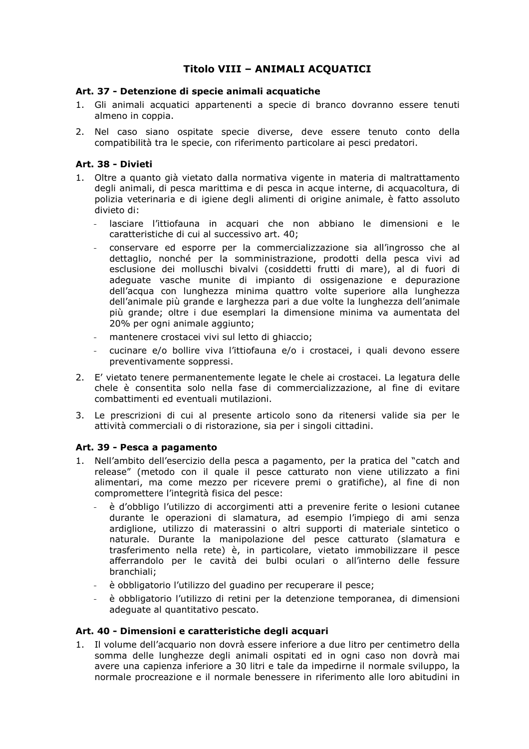## Titolo VIII – ANIMALI ACQUATICI

### Art. 37 - Detenzione di specie animali acquatiche

1. Gli animali acquatici appartenenti a specie di branco dovranno essere tenuti almeno in coppia.
2. Nel caso siano ospitate specie diverse, deve essere tenuto conto della compatibilità tra le specie, con riferimento particolare ai pesci predatori.

### Art. 38 - Divieti

1. Oltre a quanto già vietato dalla normativa vigente in materia di maltrattamento degli animali, di pesca marittima e di pesca in acque interne, di acquacoltura, di polizia veterinaria e di igiene degli alimenti di origine animale, è fatto assoluto divieto di:
   - lasciare l'ittiofauna in acquari che non abbiano le dimensioni e le caratteristiche di cui al successivo art. 40;
   - conservare ed esporre per la commercializzazione sia all'ingrosso che al dettaglio, nonché per la somministrazione, prodotti della pesca vivi ad esclusione dei molluschi bivalvi (cosiddetti frutti di mare), al di fuori di adeguate vasche munite di impianto di ossigenazione e depurazione dell'acqua con lunghezza minima quattro volte superiore alla lunghezza dell'animale più grande e larghezza pari a due volte la lunghezza dell'animale più grande; oltre i due esemplari la dimensione minima va aumentata del 20% per ogni animale aggiunto;
   - mantenere crostacei vivi sul letto di ghiaccio;
   - cucinare e/o bollire viva l'ittiofauna e/o i crostacei, i quali devono essere preventivamente soppressi.
2. E' vietato tenere permanentemente legate le chele ai crostacei. La legatura delle chele è consentita solo nella fase di commercializzazione, al fine di evitare combattimenti ed eventuali mutilazioni.
3. Le prescrizioni di cui al presente articolo sono da ritenersi valide sia per le attività commerciali o di ristorazione, sia per i singoli cittadini.

### Art. 39 - Pesca a pagamento

1. Nell'ambito dell'esercizio della pesca a pagamento, per la pratica del "catch and release" (metodo con il quale il pesce catturato non viene utilizzato a fini alimentari, ma come mezzo per ricevere premi o gratifiche), al fine di non compromettere l'integrità fisica del pesce:
   - è d'obbligo l'utilizzo di accorgimenti atti a prevenire ferite o lesioni cutanee durante le operazioni di slamatura, ad esempio l'impiego di ami senza ardiglione, utilizzo di materassini o altri supporti di materiale sintetico o naturale. Durante la manipolazione del pesce catturato (slamatura e trasferimento nella rete) è, in particolare, vietato immobilizzare il pesce afferrandolo per le cavità dei bulbi oculari o all'interno delle fessure branchiali;
   - è obbligatorio l'utilizzo del guadino per recuperare il pesce;
   - è obbligatorio l'utilizzo di retini per la detenzione temporanea, di dimensioni adeguate al quantitativo pescato.

### Art. 40 - Dimensioni e caratteristiche degli acquari

1. Il volume dell'acquario non dovrà essere inferiore a due litro per centimetro della somma delle lunghezze degli animali ospitati ed in ogni caso non dovrà mai avere una capienza inferiore a 30 litri e tale da impedirne il normale sviluppo, la normale procreazione e il normale benessere in riferimento alle loro abitudini in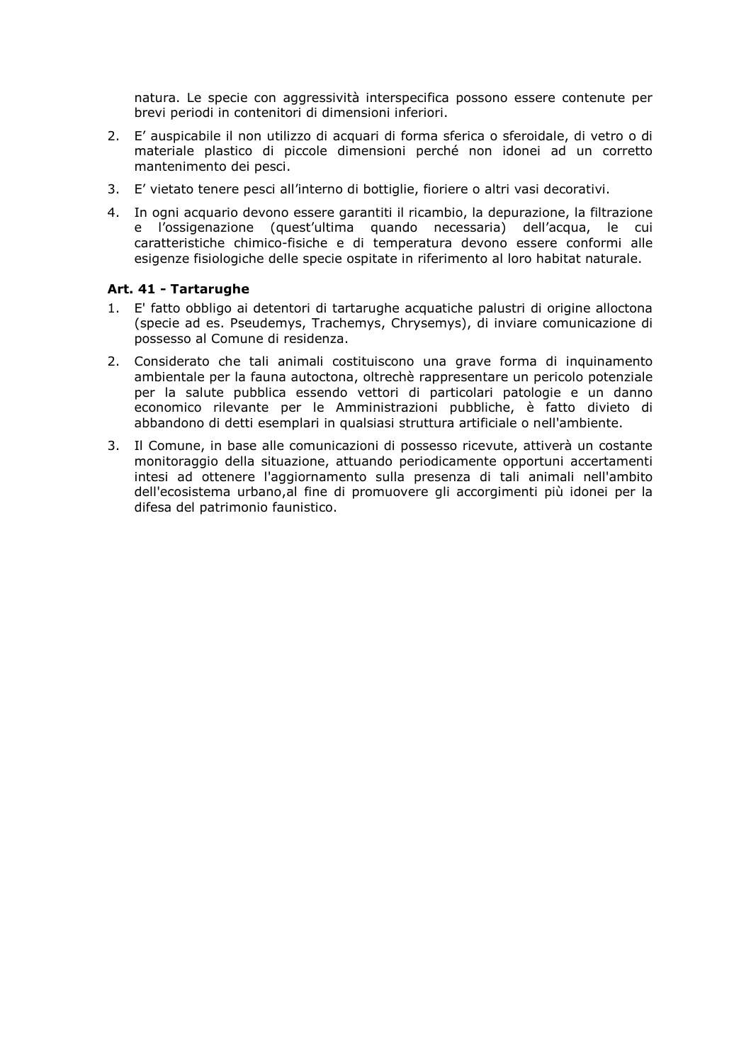natura. Le specie con aggressività interspecifica possono essere contenute per brevi periodi in contenitori di dimensioni inferiori.

2. E' auspicabile il non utilizzo di acquari di forma sferica o sferoidale, di vetro o di materiale plastico di piccole dimensioni perché non idonei ad un corretto mantenimento dei pesci.
3. E' vietato tenere pesci all'interno di bottiglie, fioriere o altri vasi decorativi.
4. In ogni acquario devono essere garantiti il ricambio, la depurazione, la filtrazione e l'ossigenazione (quest'ultima quando necessaria) dell'acqua, le cui caratteristiche chimico-fisiche e di temperatura devono essere conformi alle esigenze fisiologiche delle specie ospitate in riferimento al loro habitat naturale.

**Art. 41 - Tartarughe**

1. E' fatto obbligo ai detentori di tartarughe acquatiche palustri di origine alloctona (specie ad es. Pseudemys, Trachemys, Chrysemys), di inviare comunicazione di possesso al Comune di residenza.
2. Considerato che tali animali costituiscono una grave forma di inquinamento ambientale per la fauna autoctona, oltrechè rappresentare un pericolo potenziale per la salute pubblica essendo vettori di particolari patologie e un danno economico rilevante per le Amministrazioni pubbliche, è fatto divieto di abbandono di detti esemplari in qualsiasi struttura artificiale o nell'ambiente.
3. Il Comune, in base alle comunicazioni di possesso ricevute, attiverà un costante monitoraggio della situazione, attuando periodicamente opportuni accertamenti intesi ad ottenere l'aggiornamento sulla presenza di tali animali nell'ambito dell'ecosistema urbano,al fine di promuovere gli accorgimenti più idonei per la difesa del patrimonio faunistico.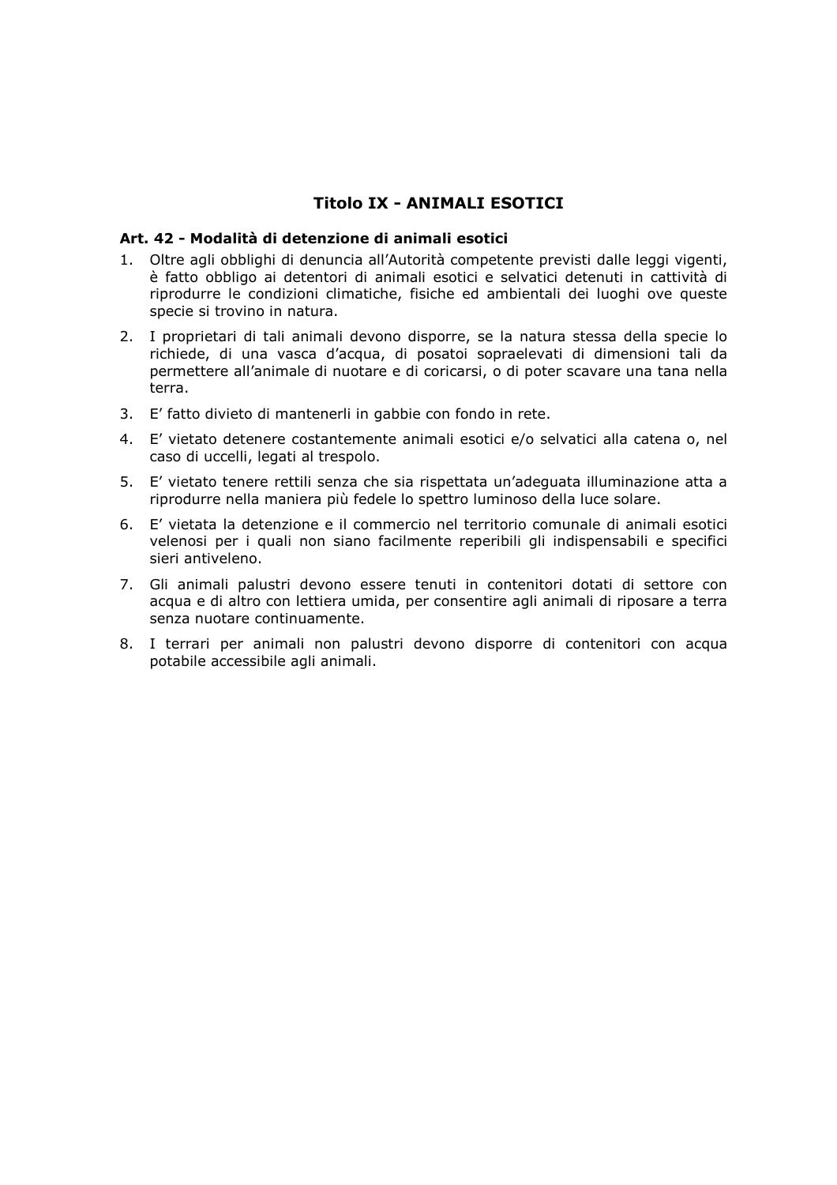## Titolo IX - ANIMALI ESOTICI

**Art. 42 - Modalità di detenzione di animali esotici**

1. Oltre agli obblighi di denuncia all'Autorità competente previsti dalle leggi vigenti, è fatto obbligo ai detentori di animali esotici e selvatici detenuti in cattività di riprodurre le condizioni climatiche, fisiche ed ambientali dei luoghi ove queste specie si trovino in natura.
2. I proprietari di tali animali devono disporre, se la natura stessa della specie lo richiede, di una vasca d'acqua, di posatoi sopraelevati di dimensioni tali da permettere all'animale di nuotare e di coricarsi, o di poter scavare una tana nella terra.
3. E' fatto divieto di mantenerli in gabbie con fondo in rete.
4. E' vietato detenere costantemente animali esotici e/o selvatici alla catena o, nel caso di uccelli, legati al trespolo.
5. E' vietato tenere rettili senza che sia rispettata un'adeguata illuminazione atta a riprodurre nella maniera più fedele lo spettro luminoso della luce solare.
6. E' vietata la detenzione e il commercio nel territorio comunale di animali esotici velenosi per i quali non siano facilmente reperibili gli indispensabili e specifici sieri antiveleno.
7. Gli animali palustri devono essere tenuti in contenitori dotati di settore con acqua e di altro con lettiera umida, per consentire agli animali di riposare a terra senza nuotare continuamente.
8. I terrari per animali non palustri devono disporre di contenitori con acqua potabile accessibile agli animali.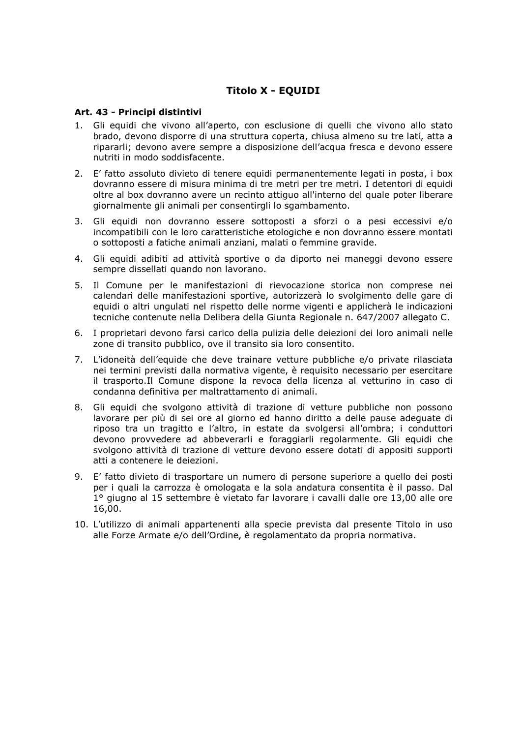## Titolo X - EQUIDI

### Art. 43 - Principi distintivi

1. Gli equidi che vivono all'aperto, con esclusione di quelli che vivono allo stato brado, devono disporre di una struttura coperta, chiusa almeno su tre lati, atta a ripararli; devono avere sempre a disposizione dell'acqua fresca e devono essere nutriti in modo soddisfacente.

2. E' fatto assoluto divieto di tenere equidi permanentemente legati in posta, i box dovranno essere di misura minima di tre metri per tre metri. I detentori di equidi oltre al box dovranno avere un recinto attiguo all'interno del quale poter liberare giornalmente gli animali per consentirgli lo sgambamento.

3. Gli equidi non dovranno essere sottoposti a sforzi o a pesi eccessivi e/o incompatibili con le loro caratteristiche etologiche e non dovranno essere montati o sottoposti a fatiche animali anziani, malati o femmine gravide.

4. Gli equidi adibiti ad attività sportive o da diporto nei maneggi devono essere sempre dissellati quando non lavorano.

5. Il Comune per le manifestazioni di rievocazione storica non comprese nei calendari delle manifestazioni sportive, autorizzerà lo svolgimento delle gare di equidi o altri ungulati nel rispetto delle norme vigenti e applicherà le indicazioni tecniche contenute nella Delibera della Giunta Regionale n. 647/2007 allegato C.

6. I proprietari devono farsi carico della pulizia delle deiezioni dei loro animali nelle zone di transito pubblico, ove il transito sia loro consentito.

7. L'idoneità dell'equide che deve trainare vetture pubbliche e/o private rilasciata nei termini previsti dalla normativa vigente, è requisito necessario per esercitare il trasporto.Il Comune dispone la revoca della licenza al vetturino in caso di condanna definitiva per maltrattamento di animali.

8. Gli equidi che svolgono attività di trazione di vetture pubbliche non possono lavorare per più di sei ore al giorno ed hanno diritto a delle pause adeguate di riposo tra un tragitto e l'altro, in estate da svolgersi all'ombra; i conduttori devono provvedere ad abbeverarli e foraggiarli regolarmente. Gli equidi che svolgono attività di trazione di vetture devono essere dotati di appositi supporti atti a contenere le deiezioni.

9. E' fatto divieto di trasportare un numero di persone superiore a quello dei posti per i quali la carrozza è omologata e la sola andatura consentita è il passo. Dal 1° giugno al 15 settembre è vietato far lavorare i cavalli dalle ore 13,00 alle ore 16,00.

10. L'utilizzo di animali appartenenti alla specie prevista dal presente Titolo in uso alle Forze Armate e/o dell'Ordine, è regolamentato da propria normativa.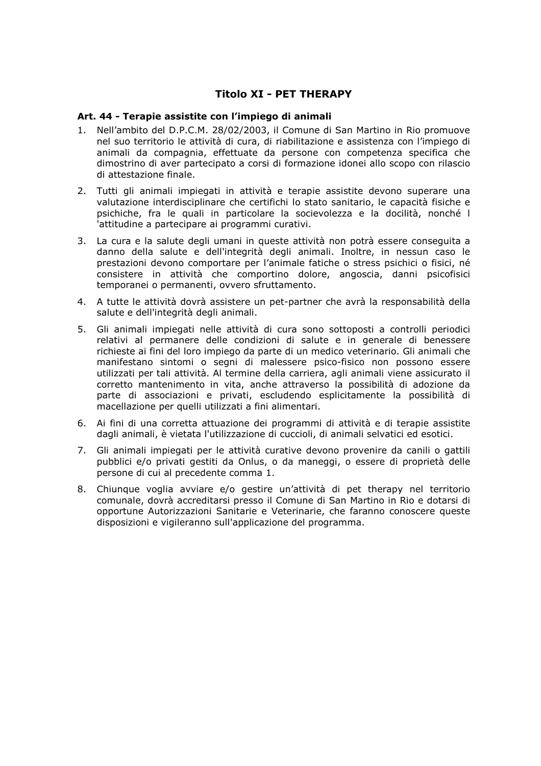## Titolo XI - PET THERAPY

### Art. 44 - Terapie assistite con l'impiego di animali

1. Nell'ambito del D.P.C.M. 28/02/2003, il Comune di San Martino in Rio promuove nel suo territorio le attività di cura, di riabilitazione e assistenza con l'impiego di animali da compagnia, effettuate da persone con competenza specifica che dimostrino di aver partecipato a corsi di formazione idonei allo scopo con rilascio di attestazione finale.
2. Tutti gli animali impiegati in attività e terapie assistite devono superare una valutazione interdisciplinare che certifichi lo stato sanitario, le capacità fisiche e psichiche, fra le quali in particolare la socievolezza e la docilità, nonché l 'attitudine a partecipare ai programmi curativi.
3. La cura e la salute degli umani in queste attività non potrà essere conseguita a danno della salute e dell'integrità degli animali. Inoltre, in nessun caso le prestazioni devono comportare per l'animale fatiche o stress psichici o fisici, né consistere in attività che comportino dolore, angoscia, danni psicofisici temporanei o permanenti, ovvero sfruttamento.
4. A tutte le attività dovrà assistere un pet-partner che avrà la responsabilità della salute e dell'integrità degli animali.
5. Gli animali impiegati nelle attività di cura sono sottoposti a controlli periodici relativi al permanere delle condizioni di salute e in generale di benessere richieste ai fini del loro impiego da parte di un medico veterinario. Gli animali che manifestano sintomi o segni di malessere psico-fisico non possono essere utilizzati per tali attività. Al termine della carriera, agli animali viene assicurato il corretto mantenimento in vita, anche attraverso la possibilità di adozione da parte di associazioni e privati, escludendo esplicitamente la possibilità di macellazione per quelli utilizzati a fini alimentari.
6. Ai fini di una corretta attuazione dei programmi di attività e di terapie assistite dagli animali, è vietata l'utilizzazione di cuccioli, di animali selvatici ed esotici.
7. Gli animali impiegati per le attività curative devono provenire da canili o gattili pubblici e/o privati gestiti da Onlus, o da maneggi, o essere di proprietà delle persone di cui al precedente comma 1.
8. Chiunque voglia avviare e/o gestire un'attività di pet therapy nel territorio comunale, dovrà accreditarsi presso il Comune di San Martino in Rio e dotarsi di opportune Autorizzazioni Sanitarie e Veterinarie, che faranno conoscere queste disposizioni e vigileranno sull'applicazione del programma.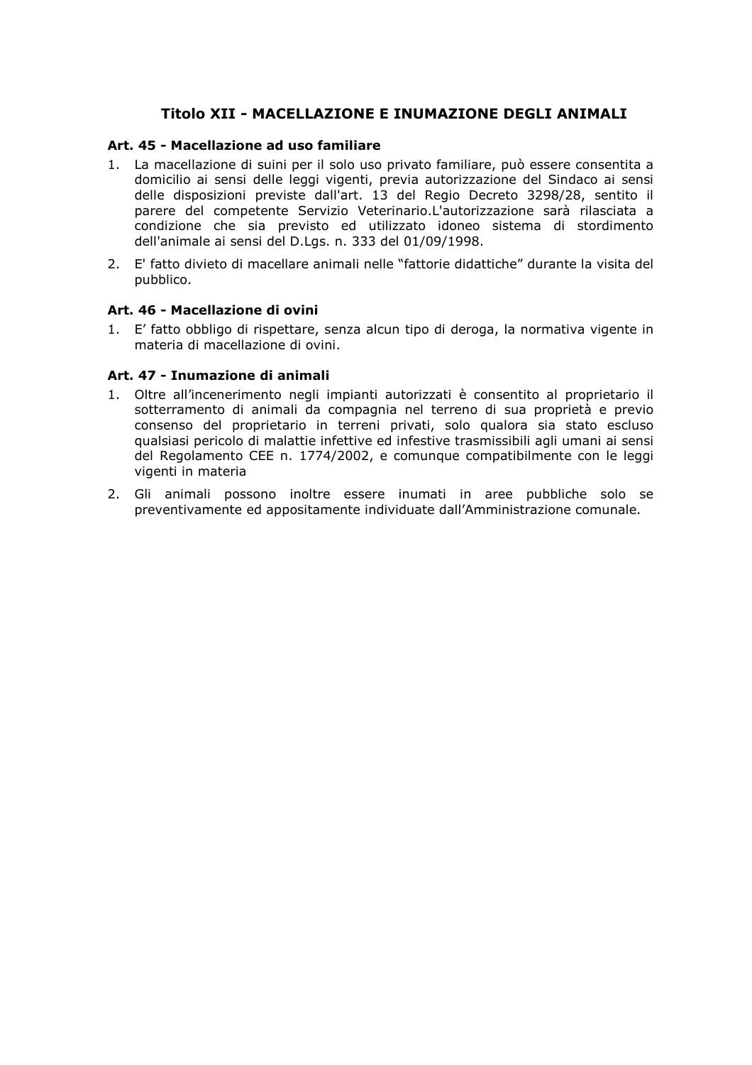## Titolo XII - MACELLAZIONE E INUMAZIONE DEGLI ANIMALI

### Art. 45 - Macellazione ad uso familiare

1. La macellazione di suini per il solo uso privato familiare, può essere consentita a domicilio ai sensi delle leggi vigenti, previa autorizzazione del Sindaco ai sensi delle disposizioni previste dall'art. 13 del Regio Decreto 3298/28, sentito il parere del competente Servizio Veterinario.L'autorizzazione sarà rilasciata a condizione che sia previsto ed utilizzato idoneo sistema di stordimento dell'animale ai sensi del D.Lgs. n. 333 del 01/09/1998.
2. E' fatto divieto di macellare animali nelle "fattorie didattiche" durante la visita del pubblico.

### Art. 46 - Macellazione di ovini

1. E' fatto obbligo di rispettare, senza alcun tipo di deroga, la normativa vigente in materia di macellazione di ovini.

### Art. 47 - Inumazione di animali

1. Oltre all'incenerimento negli impianti autorizzati è consentito al proprietario il sotterramento di animali da compagnia nel terreno di sua proprietà e previo consenso del proprietario in terreni privati, solo qualora sia stato escluso qualsiasi pericolo di malattie infettive ed infestive trasmissibili agli umani ai sensi del Regolamento CEE n. 1774/2002, e comunque compatibilmente con le leggi vigenti in materia
2. Gli animali possono inoltre essere inumati in aree pubbliche solo se preventivamente ed appositamente individuate dall'Amministrazione comunale.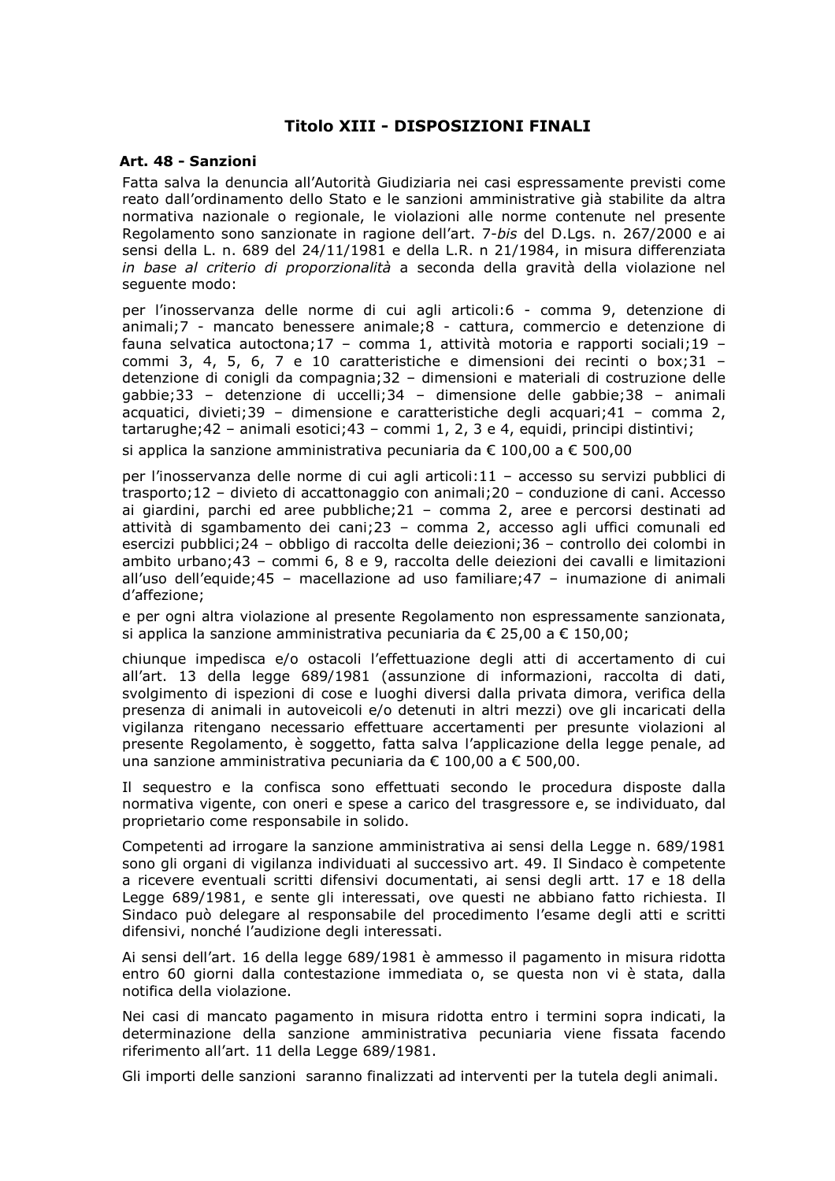## Titolo XIII - DISPOSIZIONI FINALI

### Art. 48 - Sanzioni

Fatta salva la denuncia all'Autorità Giudiziaria nei casi espressamente previsti come reato dall'ordinamento dello Stato e le sanzioni amministrative già stabilite da altra normativa nazionale o regionale, le violazioni alle norme contenute nel presente Regolamento sono sanzionate in ragione dell'art. 7-*bis* del D.Lgs. n. 267/2000 e ai sensi della L. n. 689 del 24/11/1981 e della L.R. n 21/1984, in misura differenziata *in base al criterio di proporzionalità* a seconda della gravità della violazione nel seguente modo:

per l'inosservanza delle norme di cui agli articoli:6 - comma 9, detenzione di animali;7 - mancato benessere animale;8 - cattura, commercio e detenzione di fauna selvatica autoctona;17 – comma 1, attività motoria e rapporti sociali;19 – commi 3, 4, 5, 6, 7 e 10 caratteristiche e dimensioni dei recinti o box;31 – detenzione di conigli da compagnia;32 – dimensioni e materiali di costruzione delle gabbie;33 – detenzione di uccelli;34 – dimensione delle gabbie;38 – animali acquatici, divieti;39 – dimensione e caratteristiche degli acquari;41 – comma 2, tartarughe;42 – animali esotici;43 – commi 1, 2, 3 e 4, equidi, principi distintivi;

si applica la sanzione amministrativa pecuniaria da € 100,00 a € 500,00

per l'inosservanza delle norme di cui agli articoli:11 – accesso su servizi pubblici di trasporto;12 – divieto di accattonaggio con animali;20 – conduzione di cani. Accesso ai giardini, parchi ed aree pubbliche;21 – comma 2, aree e percorsi destinati ad attività di sgambamento dei cani;23 – comma 2, accesso agli uffici comunali ed esercizi pubblici;24 – obbligo di raccolta delle deiezioni;36 – controllo dei colombi in ambito urbano;43 – commi 6, 8 e 9, raccolta delle deiezioni dei cavalli e limitazioni all'uso dell'equide;45 – macellazione ad uso familiare;47 – inumazione di animali d'affezione;

e per ogni altra violazione al presente Regolamento non espressamente sanzionata, si applica la sanzione amministrativa pecuniaria da € 25,00 a € 150,00;

chiunque impedisca e/o ostacoli l'effettuazione degli atti di accertamento di cui all'art. 13 della legge 689/1981 (assunzione di informazioni, raccolta di dati, svolgimento di ispezioni di cose e luoghi diversi dalla privata dimora, verifica della presenza di animali in autoveicoli e/o detenuti in altri mezzi) ove gli incaricati della vigilanza ritengano necessario effettuare accertamenti per presunte violazioni al presente Regolamento, è soggetto, fatta salva l'applicazione della legge penale, ad una sanzione amministrativa pecuniaria da € 100,00 a € 500,00.

Il sequestro e la confisca sono effettuati secondo le procedura disposte dalla normativa vigente, con oneri e spese a carico del trasgressore e, se individuato, dal proprietario come responsabile in solido.

Competenti ad irrogare la sanzione amministrativa ai sensi della Legge n. 689/1981 sono gli organi di vigilanza individuati al successivo art. 49. Il Sindaco è competente a ricevere eventuali scritti difensivi documentati, ai sensi degli artt. 17 e 18 della Legge 689/1981, e sente gli interessati, ove questi ne abbiano fatto richiesta. Il Sindaco può delegare al responsabile del procedimento l'esame degli atti e scritti difensivi, nonché l'audizione degli interessati.

Ai sensi dell'art. 16 della legge 689/1981 è ammesso il pagamento in misura ridotta entro 60 giorni dalla contestazione immediata o, se questa non vi è stata, dalla notifica della violazione.

Nei casi di mancato pagamento in misura ridotta entro i termini sopra indicati, la determinazione della sanzione amministrativa pecuniaria viene fissata facendo riferimento all'art. 11 della Legge 689/1981.

Gli importi delle sanzioni saranno finalizzati ad interventi per la tutela degli animali.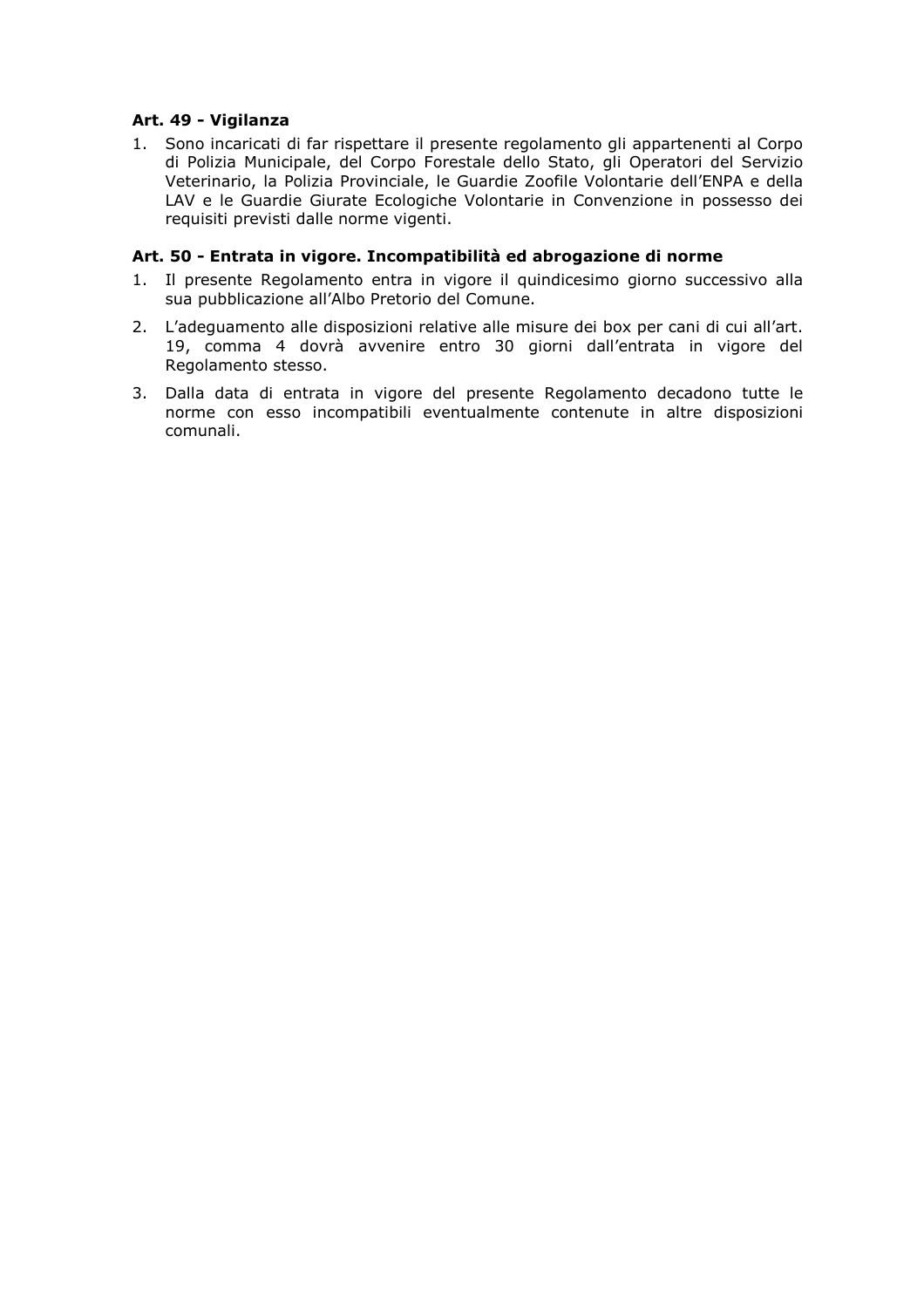**Art. 49 - Vigilanza**

1. Sono incaricati di far rispettare il presente regolamento gli appartenenti al Corpo di Polizia Municipale, del Corpo Forestale dello Stato, gli Operatori del Servizio Veterinario, la Polizia Provinciale, le Guardie Zoofile Volontarie dell'ENPA e della LAV e le Guardie Giurate Ecologiche Volontarie in Convenzione in possesso dei requisiti previsti dalle norme vigenti.

**Art. 50 - Entrata in vigore. Incompatibilità ed abrogazione di norme**

1. Il presente Regolamento entra in vigore il quindicesimo giorno successivo alla sua pubblicazione all'Albo Pretorio del Comune.
2. L'adeguamento alle disposizioni relative alle misure dei box per cani di cui all'art. 19, comma 4 dovrà avvenire entro 30 giorni dall'entrata in vigore del Regolamento stesso.
3. Dalla data di entrata in vigore del presente Regolamento decadono tutte le norme con esso incompatibili eventualmente contenute in altre disposizioni comunali.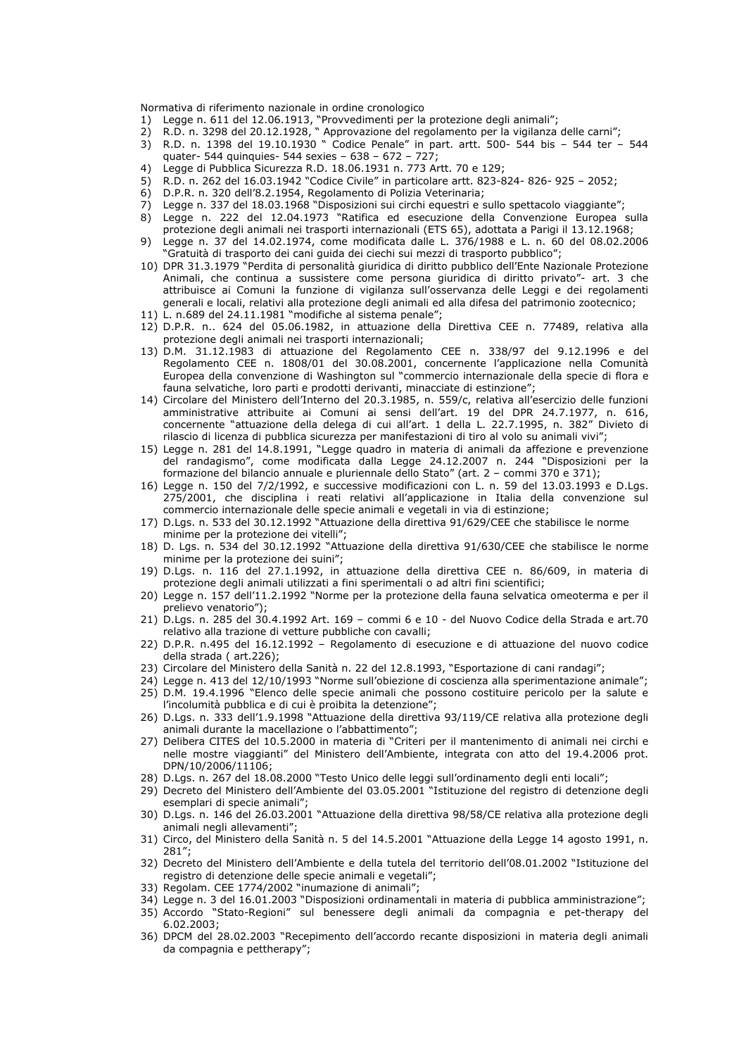Normativa di riferimento nazionale in ordine cronologico

1) Legge n. 611 del 12.06.1913, "Provvedimenti per la protezione degli animali";
2) R.D. n. 3298 del 20.12.1928, " Approvazione del regolamento per la vigilanza delle carni";
3) R.D. n. 1398 del 19.10.1930 " Codice Penale" in part. artt. 500- 544 bis – 544 ter – 544 quater- 544 quinquies- 544 sexies – 638 – 672 – 727;
4) Legge di Pubblica Sicurezza R.D. 18.06.1931 n. 773 Artt. 70 e 129;
5) R.D. n. 262 del 16.03.1942 "Codice Civile" in particolare artt. 823-824- 826- 925 – 2052;
6) D.P.R. n. 320 dell'8.2.1954, Regolamento di Polizia Veterinaria;
7) Legge n. 337 del 18.03.1968 "Disposizioni sui circhi equestri e sullo spettacolo viaggiante";
8) Legge n. 222 del 12.04.1973 "Ratifica ed esecuzione della Convenzione Europea sulla protezione degli animali nei trasporti internazionali (ETS 65), adottata a Parigi il 13.12.1968;
9) Legge n. 37 del 14.02.1974, come modificata dalle L. 376/1988 e L. n. 60 del 08.02.2006 "Gratuità di trasporto dei cani guida dei ciechi sui mezzi di trasporto pubblico";
10) DPR 31.3.1979 "Perdita di personalità giuridica di diritto pubblico dell'Ente Nazionale Protezione Animali, che continua a sussistere come persona giuridica di diritto privato"- art. 3 che attribuisce ai Comuni la funzione di vigilanza sull'osservanza delle Leggi e dei regolamenti generali e locali, relativi alla protezione degli animali ed alla difesa del patrimonio zootecnico;
11) L. n.689 del 24.11.1981 "modifiche al sistema penale";
12) D.P.R. n.. 624 del 05.06.1982, in attuazione della Direttiva CEE n. 77489, relativa alla protezione degli animali nei trasporti internazionali;
13) D.M. 31.12.1983 di attuazione del Regolamento CEE n. 338/97 del 9.12.1996 e del Regolamento CEE n. 1808/01 del 30.08.2001, concernente l'applicazione nella Comunità Europea della convenzione di Washington sul "commercio internazionale della specie di flora e fauna selvatiche, loro parti e prodotti derivanti, minacciate di estinzione";
14) Circolare del Ministero dell'Interno del 20.3.1985, n. 559/c, relativa all'esercizio delle funzioni amministrative attribuite ai Comuni ai sensi dell'art. 19 del DPR 24.7.1977, n. 616, concernente "attuazione della delega di cui all'art. 1 della L. 22.7.1995, n. 382" Divieto di rilascio di licenza di pubblica sicurezza per manifestazioni di tiro al volo su animali vivi";
15) Legge n. 281 del 14.8.1991, "Legge quadro in materia di animali da affezione e prevenzione del randagismo", come modificata dalla Legge 24.12.2007 n. 244 "Disposizioni per la formazione del bilancio annuale e pluriennale dello Stato" (art. 2 – commi 370 e 371);
16) Legge n. 150 del 7/2/1992, e successive modificazioni con L. n. 59 del 13.03.1993 e D.Lgs. 275/2001, che disciplina i reati relativi all'applicazione in Italia della convenzione sul commercio internazionale delle specie animali e vegetali in via di estinzione;
17) D.Lgs. n. 533 del 30.12.1992 "Attuazione della direttiva 91/629/CEE che stabilisce le norme minime per la protezione dei vitelli";
18) D. Lgs. n. 534 del 30.12.1992 "Attuazione della direttiva 91/630/CEE che stabilisce le norme minime per la protezione dei suini";
19) D.Lgs. n. 116 del 27.1.1992, in attuazione della direttiva CEE n. 86/609, in materia di protezione degli animali utilizzati a fini sperimentali o ad altri fini scientifici;
20) Legge n. 157 dell'11.2.1992 "Norme per la protezione della fauna selvatica omeoterma e per il prelievo venatorio");
21) D.Lgs. n. 285 del 30.4.1992 Art. 169 – commi 6 e 10 - del Nuovo Codice della Strada e art.70 relativo alla trazione di vetture pubbliche con cavalli;
22) D.P.R. n.495 del 16.12.1992 – Regolamento di esecuzione e di attuazione del nuovo codice della strada ( art.226);
23) Circolare del Ministero della Sanità n. 22 del 12.8.1993, "Esportazione di cani randagi";
24) Legge n. 413 del 12/10/1993 "Norme sull'obiezione di coscienza alla sperimentazione animale";
25) D.M. 19.4.1996 "Elenco delle specie animali che possono costituire pericolo per la salute e l'incolumità pubblica e di cui è proibita la detenzione";
26) D.Lgs. n. 333 dell'1.9.1998 "Attuazione della direttiva 93/119/CE relativa alla protezione degli animali durante la macellazione o l'abbattimento";
27) Delibera CITES del 10.5.2000 in materia di "Criteri per il mantenimento di animali nei circhi e nelle mostre viaggianti" del Ministero dell'Ambiente, integrata con atto del 19.4.2006 prot. DPN/10/2006/11106;
28) D.Lgs. n. 267 del 18.08.2000 "Testo Unico delle leggi sull'ordinamento degli enti locali";
29) Decreto del Ministero dell'Ambiente del 03.05.2001 "Istituzione del registro di detenzione degli esemplari di specie animali";
30) D.Lgs. n. 146 del 26.03.2001 "Attuazione della direttiva 98/58/CE relativa alla protezione degli animali negli allevamenti";
31) Circo, del Ministero della Sanità n. 5 del 14.5.2001 "Attuazione della Legge 14 agosto 1991, n. 281";
32) Decreto del Ministero dell'Ambiente e della tutela del territorio dell'08.01.2002 "Istituzione del registro di detenzione delle specie animali e vegetali";
33) Regolam. CEE 1774/2002 "inumazione di animali";
34) Legge n. 3 del 16.01.2003 "Disposizioni ordinamentali in materia di pubblica amministrazione";
35) Accordo "Stato-Regioni" sul benessere degli animali da compagnia e pet-therapy del 6.02.2003;
36) DPCM del 28.02.2003 "Recepimento dell'accordo recante disposizioni in materia degli animali da compagnia e pettherapy";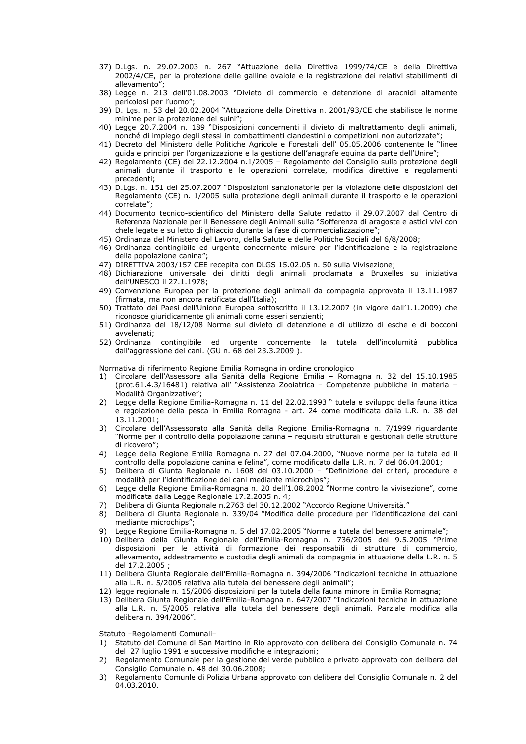37) D.Lgs. n. 29.07.2003 n. 267 "Attuazione della Direttiva 1999/74/CE e della Direttiva 2002/4/CE, per la protezione delle galline ovaiole e la registrazione dei relativi stabilimenti di allevamento";
38) Legge n. 213 dell'01.08.2003 "Divieto di commercio e detenzione di aracnidi altamente pericolosi per l'uomo";
39) D. Lgs. n. 53 del 20.02.2004 "Attuazione della Direttiva n. 2001/93/CE che stabilisce le norme minime per la protezione dei suini";
40) Legge 20.7.2004 n. 189 "Disposizioni concernenti il divieto di maltrattamento degli animali, nonché di impiego degli stessi in combattimenti clandestini o competizioni non autorizzate";
41) Decreto del Ministero delle Politiche Agricole e Forestali dell' 05.05.2006 contenente le "linee guida e principi per l'organizzazione e la gestione dell'anagrafe equina da parte dell'Unire";
42) Regolamento (CE) del 22.12.2004 n.1/2005 – Regolamento del Consiglio sulla protezione degli animali durante il trasporto e le operazioni correlate, modifica direttive e regolamenti precedenti;
43) D.Lgs. n. 151 del 25.07.2007 "Disposizioni sanzionatorie per la violazione delle disposizioni del Regolamento (CE) n. 1/2005 sulla protezione degli animali durante il trasporto e le operazioni correlate";
44) Documento tecnico-scientifico del Ministero della Salute redatto il 29.07.2007 dal Centro di Referenza Nazionale per il Benessere degli Animali sulla "Sofferenza di aragoste e astici vivi con chele legate e su letto di ghiaccio durante la fase di commercializzazione";
45) Ordinanza del Ministero del Lavoro, della Salute e delle Politiche Sociali del 6/8/2008;
46) Ordinanza contingibile ed urgente concernente misure per l'identificazione e la registrazione della popolazione canina";
47) DIRETTIVA 2003/157 CEE recepita con DLGS 15.02.05 n. 50 sulla Vivisezione;
48) Dichiarazione universale dei diritti degli animali proclamata a Bruxelles su iniziativa dell'UNESCO il 27.1.1978;
49) Convenzione Europea per la protezione degli animali da compagnia approvata il 13.11.1987 (firmata, ma non ancora ratificata dall'Italia);
50) Trattato dei Paesi dell'Unione Europea sottoscritto il 13.12.2007 (in vigore dall'1.1.2009) che riconosce giuridicamente gli animali come esseri senzienti;
51) Ordinanza del 18/12/08 Norme sul divieto di detenzione e di utilizzo di esche e di bocconi avvelenati;
52) Ordinanza contingibile ed urgente concernente la tutela dell'incolumità pubblica dall'aggressione dei cani. (GU n. 68 del 23.3.2009 ).

Normativa di riferimento Regione Emilia Romagna in ordine cronologico

1) Circolare dell'Assessore alla Sanità della Regione Emilia – Romagna n. 32 del 15.10.1985 (prot.61.4.3/16481) relativa all' "Assistenza Zooiatrica – Competenze pubbliche in materia – Modalità Organizzative";
2) Legge della Regione Emilia-Romagna n. 11 del 22.02.1993 " tutela e sviluppo della fauna ittica e regolazione della pesca in Emilia Romagna - art. 24 come modificata dalla L.R. n. 38 del 13.11.2001;
3) Circolare dell'Assessorato alla Sanità della Regione Emilia-Romagna n. 7/1999 riguardante "Norme per il controllo della popolazione canina – requisiti strutturali e gestionali delle strutture di ricovero";
4) Legge della Regione Emilia Romagna n. 27 del 07.04.2000, "Nuove norme per la tutela ed il controllo della popolazione canina e felina", come modificato dalla L.R. n. 7 del 06.04.2001;
5) Delibera di Giunta Regionale n. 1608 del 03.10.2000 – "Definizione dei criteri, procedure e modalità per l'identificazione dei cani mediante microchips";
6) Legge della Regione Emilia-Romagna n. 20 dell'1.08.2002 "Norme contro la vivisezione", come modificata dalla Legge Regionale 17.2.2005 n. 4;
7) Delibera di Giunta Regionale n.2763 del 30.12.2002 "Accordo Regione Università."
8) Delibera di Giunta Regionale n. 339/04 "Modifica delle procedure per l'identificazione dei cani mediante microchips";
9) Legge Regione Emilia-Romagna n. 5 del 17.02.2005 "Norme a tutela del benessere animale";
10) Delibera della Giunta Regionale dell'Emilia-Romagna n. 736/2005 del 9.5.2005 "Prime disposizioni per le attività di formazione dei responsabili di strutture di commercio, allevamento, addestramento e custodia degli animali da compagnia in attuazione della L.R. n. 5 del 17.2.2005 ;
11) Delibera Giunta Regionale dell'Emilia-Romagna n. 394/2006 "Indicazioni tecniche in attuazione alla L.R. n. 5/2005 relativa alla tutela del benessere degli animali";
12) legge regionale n. 15/2006 disposizioni per la tutela della fauna minore in Emilia Romagna;
13) Delibera Giunta Regionale dell'Emilia-Romagna n. 647/2007 "Indicazioni tecniche in attuazione alla L.R. n. 5/2005 relativa alla tutela del benessere degli animali. Parziale modifica alla delibera n. 394/2006".

Statuto –Regolamenti Comunali–

1) Statuto del Comune di San Martino in Rio approvato con delibera del Consiglio Comunale n. 74 del 27 luglio 1991 e successive modifiche e integrazioni;
2) Regolamento Comunale per la gestione del verde pubblico e privato approvato con delibera del Consiglio Comunale n. 48 del 30.06.2008;
3) Regolamento Comunle di Polizia Urbana approvato con delibera del Consiglio Comunale n. 2 del 04.03.2010.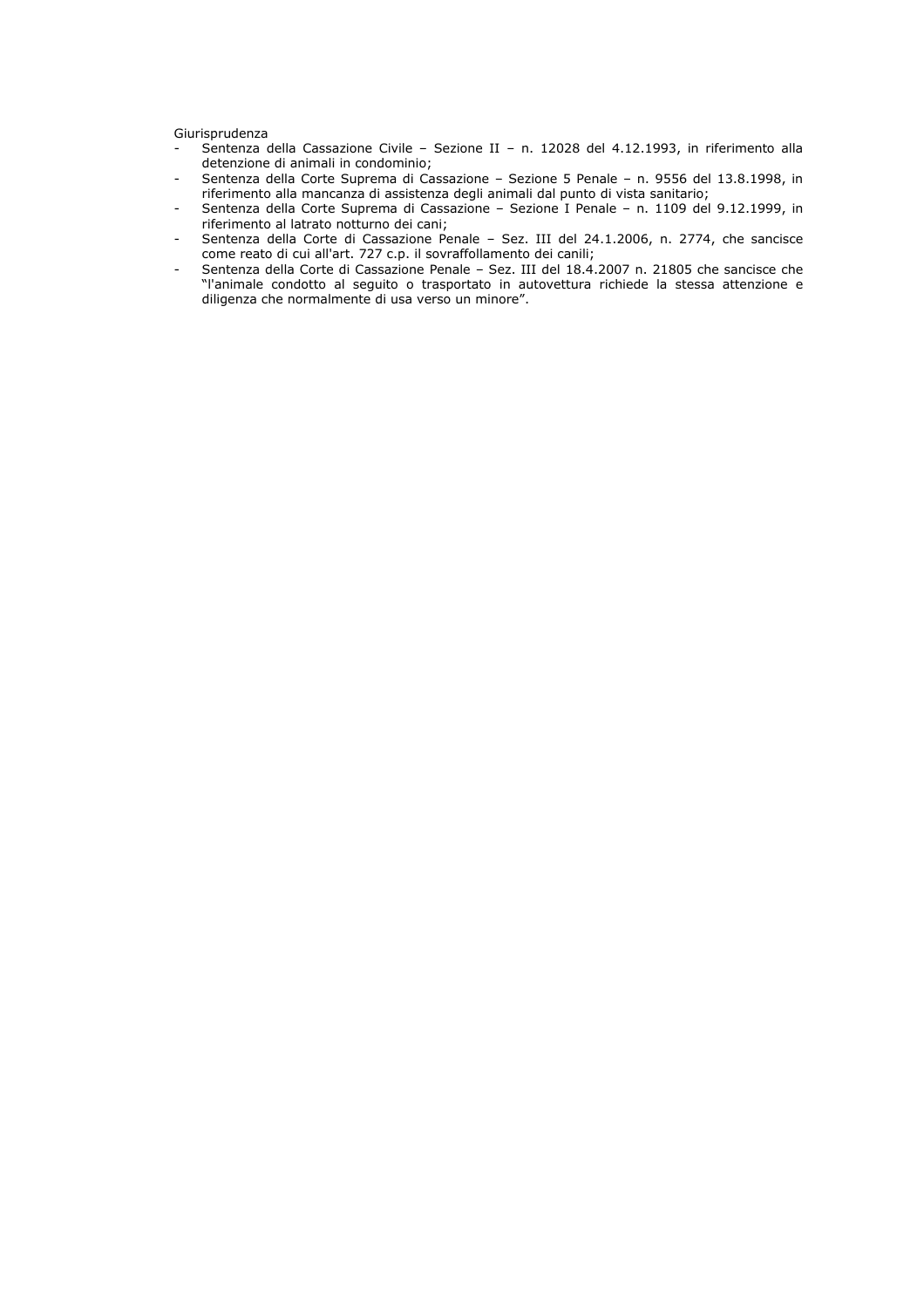Giurisprudenza

- Sentenza della Cassazione Civile – Sezione II – n. 12028 del 4.12.1993, in riferimento alla detenzione di animali in condominio;
- Sentenza della Corte Suprema di Cassazione – Sezione 5 Penale – n. 9556 del 13.8.1998, in riferimento alla mancanza di assistenza degli animali dal punto di vista sanitario;
- Sentenza della Corte Suprema di Cassazione – Sezione I Penale – n. 1109 del 9.12.1999, in riferimento al latrato notturno dei cani;
- Sentenza della Corte di Cassazione Penale – Sez. III del 24.1.2006, n. 2774, che sancisce come reato di cui all'art. 727 c.p. il sovraffollamento dei canili;
- Sentenza della Corte di Cassazione Penale – Sez. III del 18.4.2007 n. 21805 che sancisce che "l'animale condotto al seguito o trasportato in autovettura richiede la stessa attenzione e diligenza che normalmente di usa verso un minore".